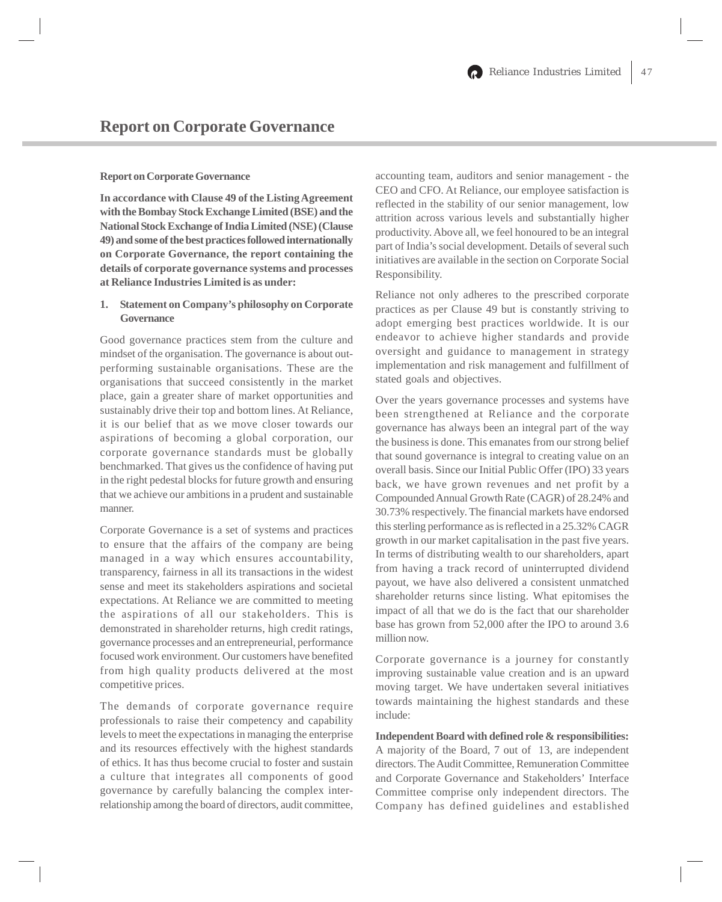# Report on Corporate Governance

**Report on Corporate Governance**

**In accordance with Clause 49 of the Listing Agreement with the Bombay Stock Exchange Limited (BSE) and the National Stock Exchange of India Limited (NSE) (Clause 49) and some of the best practices followed internationally on Corporate Governance, the report containing the details of corporate governance systems and processes at Reliance Industries Limited is as under:**

## 1. Statement on Company's philosophy on Corporate Governance

Good governance practices stem from the culture and mindset of the organisation. The governance is about out-performing sustainable organisations. These are the organisations that succeed consistently in the market place, gain a greater share of market opportunities and sustainably drive their top and bottom lines. At Reliance, it is our belief that as we move closer towards our aspirations of becoming a global corporation, our corporate governance standards must be globally benchmarked. That gives us the confidence of having put in the right pedestal blocks for future growth and ensuring that we achieve our ambitions in a prudent and sustainable manner.

Corporate Governance is a set of systems and practices to ensure that the affairs of the company are being managed in a way which ensures accountability, transparency, fairness in all its transactions in the widest sense and meet its stakeholders aspirations and societal expectations. At Reliance we are committed to meeting the aspirations of all our stakeholders. This is demonstrated in shareholder returns, high credit ratings, governance processes and an entrepreneurial, performance focused work environment. Our customers have benefited from high quality products delivered at the most competitive prices.

The demands of corporate governance require professionals to raise their competency and capability levels to meet the expectations in managing the enterprise and its resources effectively with the highest standards of ethics. It has thus become crucial to foster and sustain a culture that integrates all components of good governance by carefully balancing the complex inter-relationship among the board of directors, audit committee, accounting team, auditors and senior management - the CEO and CFO. At Reliance, our employee satisfaction is reflected in the stability of our senior management, low attrition across various levels and substantially higher productivity. Above all, we feel honoured to be an integral part of India's social development. Details of several such initiatives are available in the section on Corporate Social Responsibility.

Reliance not only adheres to the prescribed corporate practices as per Clause 49 but is constantly striving to adopt emerging best practices worldwide. It is our endeavor to achieve higher standards and provide oversight and guidance to management in strategy implementation and risk management and fulfillment of stated goals and objectives.

Over the years governance processes and systems have been strengthened at Reliance and the corporate governance has always been an integral part of the way the business is done. This emanates from our strong belief that sound governance is integral to creating value on an overall basis. Since our Initial Public Offer (IPO) 33 years back, we have grown revenues and net profit by a Compounded Annual Growth Rate (CAGR) of 28.24% and 30.73% respectively. The financial markets have endorsed this sterling performance as is reflected in a 25.32% CAGR growth in our market capitalisation in the past five years. In terms of distributing wealth to our shareholders, apart from having a track record of uninterrupted dividend payout, we have also delivered a consistent unmatched shareholder returns since listing. What epitomises the impact of all that we do is the fact that our shareholder base has grown from 52,000 after the IPO to around 3.6 million now.

Corporate governance is a journey for constantly improving sustainable value creation and is an upward moving target. We have undertaken several initiatives towards maintaining the highest standards and these include:

**Independent Board with defined role & responsibilities:** A majority of the Board, 7 out of 13, are independent directors. The Audit Committee, Remuneration Committee and Corporate Governance and Stakeholders' Interface Committee comprise only independent directors. The Company has defined guidelines and established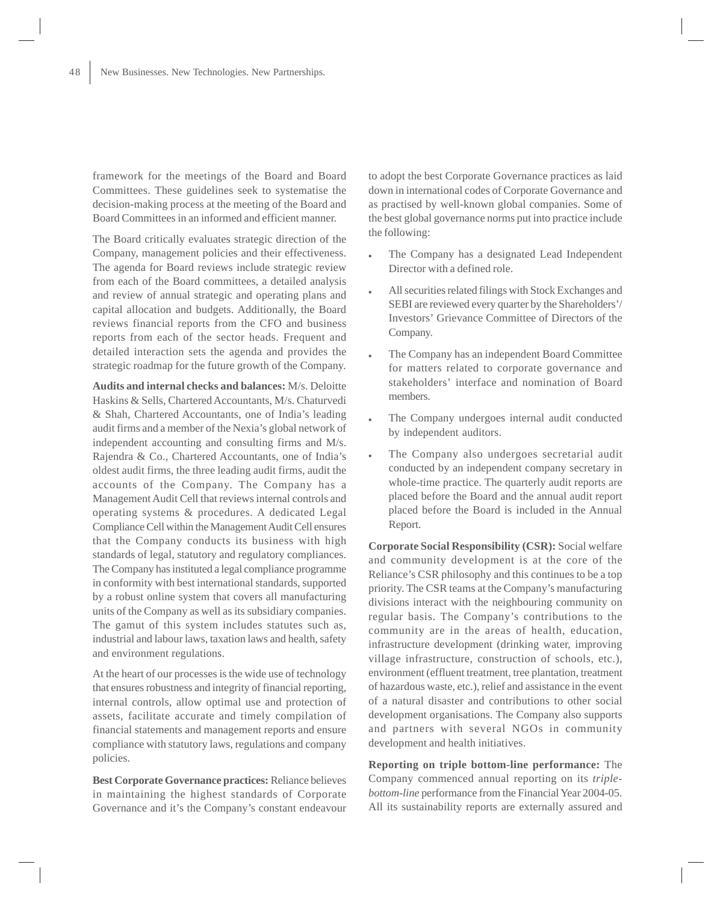framework for the meetings of the Board and Board Committees. These guidelines seek to systematise the decision-making process at the meeting of the Board and Board Committees in an informed and efficient manner.

The Board critically evaluates strategic direction of the Company, management policies and their effectiveness. The agenda for Board reviews include strategic review from each of the Board committees, a detailed analysis and review of annual strategic and operating plans and capital allocation and budgets. Additionally, the Board reviews financial reports from the CFO and business reports from each of the sector heads. Frequent and detailed interaction sets the agenda and provides the strategic roadmap for the future growth of the Company.

**Audits and internal checks and balances:** M/s. Deloitte Haskins & Sells, Chartered Accountants, M/s. Chaturvedi & Shah, Chartered Accountants, one of India's leading audit firms and a member of the Nexia's global network of independent accounting and consulting firms and M/s. Rajendra & Co., Chartered Accountants, one of India's oldest audit firms, the three leading audit firms, audit the accounts of the Company. The Company has a Management Audit Cell that reviews internal controls and operating systems & procedures. A dedicated Legal Compliance Cell within the Management Audit Cell ensures that the Company conducts its business with high standards of legal, statutory and regulatory compliances. The Company has instituted a legal compliance programme in conformity with best international standards, supported by a robust online system that covers all manufacturing units of the Company as well as its subsidiary companies. The gamut of this system includes statutes such as, industrial and labour laws, taxation laws and health, safety and environment regulations.

At the heart of our processes is the wide use of technology that ensures robustness and integrity of financial reporting, internal controls, allow optimal use and protection of assets, facilitate accurate and timely compilation of financial statements and management reports and ensure compliance with statutory laws, regulations and company policies.

**Best Corporate Governance practices:** Reliance believes in maintaining the highest standards of Corporate Governance and it's the Company's constant endeavour to adopt the best Corporate Governance practices as laid down in international codes of Corporate Governance and as practised by well-known global companies. Some of the best global governance norms put into practice include the following:

- The Company has a designated Lead Independent Director with a defined role.
- All securities related filings with Stock Exchanges and SEBI are reviewed every quarter by the Shareholders'/ Investors' Grievance Committee of Directors of the Company.
- The Company has an independent Board Committee for matters related to corporate governance and stakeholders' interface and nomination of Board members.
- The Company undergoes internal audit conducted by independent auditors.
- The Company also undergoes secretarial audit conducted by an independent company secretary in whole-time practice. The quarterly audit reports are placed before the Board and the annual audit report placed before the Board is included in the Annual Report.

**Corporate Social Responsibility (CSR):** Social welfare and community development is at the core of the Reliance's CSR philosophy and this continues to be a top priority. The CSR teams at the Company's manufacturing divisions interact with the neighbouring community on regular basis. The Company's contributions to the community are in the areas of health, education, infrastructure development (drinking water, improving village infrastructure, construction of schools, etc.), environment (effluent treatment, tree plantation, treatment of hazardous waste, etc.), relief and assistance in the event of a natural disaster and contributions to other social development organisations. The Company also supports and partners with several NGOs in community development and health initiatives.

**Reporting on triple bottom-line performance:** The Company commenced annual reporting on its *triple-bottom-line* performance from the Financial Year 2004-05. All its sustainability reports are externally assured and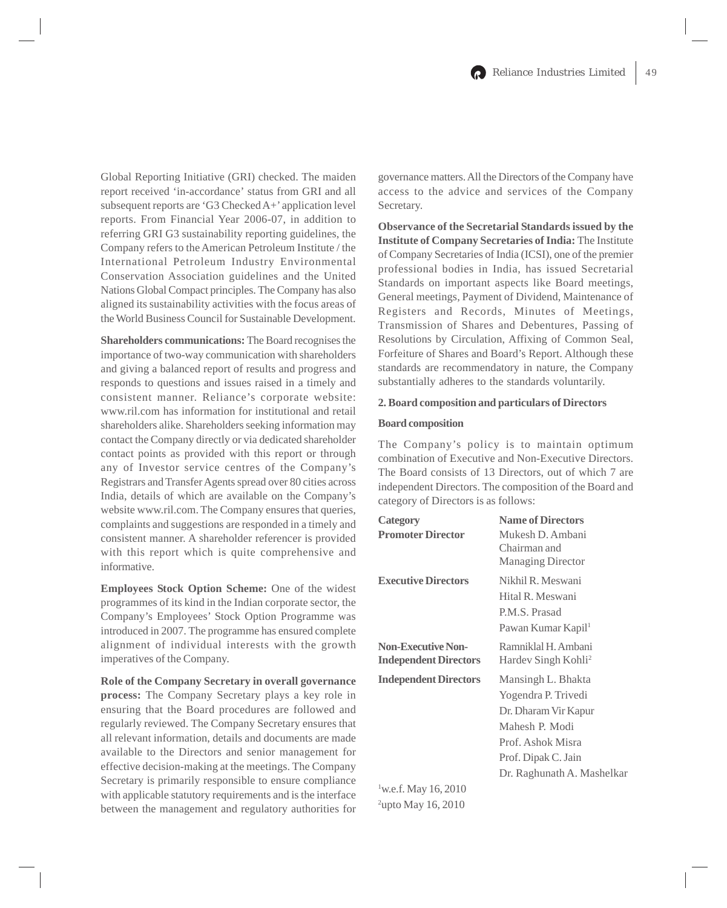Global Reporting Initiative (GRI) checked. The maiden report received 'in-accordance' status from GRI and all subsequent reports are 'G3 Checked A+' application level reports. From Financial Year 2006-07, in addition to referring GRI G3 sustainability reporting guidelines, the Company refers to the American Petroleum Institute / the International Petroleum Industry Environmental Conservation Association guidelines and the United Nations Global Compact principles. The Company has also aligned its sustainability activities with the focus areas of the World Business Council for Sustainable Development.

**Shareholders communications:** The Board recognises the importance of two-way communication with shareholders and giving a balanced report of results and progress and responds to questions and issues raised in a timely and consistent manner. Reliance's corporate website: www.ril.com has information for institutional and retail shareholders alike. Shareholders seeking information may contact the Company directly or via dedicated shareholder contact points as provided with this report or through any of Investor service centres of the Company's Registrars and Transfer Agents spread over 80 cities across India, details of which are available on the Company's website www.ril.com. The Company ensures that queries, complaints and suggestions are responded in a timely and consistent manner. A shareholder referencer is provided with this report which is quite comprehensive and informative.

**Employees Stock Option Scheme:** One of the widest programmes of its kind in the Indian corporate sector, the Company's Employees' Stock Option Programme was introduced in 2007. The programme has ensured complete alignment of individual interests with the growth imperatives of the Company.

**Role of the Company Secretary in overall governance process:** The Company Secretary plays a key role in ensuring that the Board procedures are followed and regularly reviewed. The Company Secretary ensures that all relevant information, details and documents are made available to the Directors and senior management for effective decision-making at the meetings. The Company Secretary is primarily responsible to ensure compliance with applicable statutory requirements and is the interface between the management and regulatory authorities for governance matters. All the Directors of the Company have access to the advice and services of the Company Secretary.

**Observance of the Secretarial Standards issued by the Institute of Company Secretaries of India:** The Institute of Company Secretaries of India (ICSI), one of the premier professional bodies in India, has issued Secretarial Standards on important aspects like Board meetings, General meetings, Payment of Dividend, Maintenance of Registers and Records, Minutes of Meetings, Transmission of Shares and Debentures, Passing of Resolutions by Circulation, Affixing of Common Seal, Forfeiture of Shares and Board's Report. Although these standards are recommendatory in nature, the Company substantially adheres to the standards voluntarily.

## 2. Board composition and particulars of Directors

### Board composition

The Company's policy is to maintain optimum combination of Executive and Non-Executive Directors. The Board consists of 13 Directors, out of which 7 are independent Directors. The composition of the Board and category of Directors is as follows:

| Category | Name of Directors |
|---|---|
| **Promoter Director** | Mukesh D. Ambani<br>Chairman and Managing Director |
| **Executive Directors** | Nikhil R. Meswani<br>Hital R. Meswani<br>P.M.S. Prasad<br>Pawan Kumar Kapil[1] |
| **Non-Executive Non-Independent Directors** | Ramniklal H. Ambani<br>Hardev Singh Kohli[2] |
| **Independent Directors** | Mansingh L. Bhakta<br>Yogendra P. Trivedi<br>Dr. Dharam Vir Kapur<br>Mahesh P. Modi<br>Prof. Ashok Misra<br>Prof. Dipak C. Jain<br>Dr. Raghunath A. Mashelkar |

[1] w.e.f. May 16, 2010

[2] upto May 16, 2010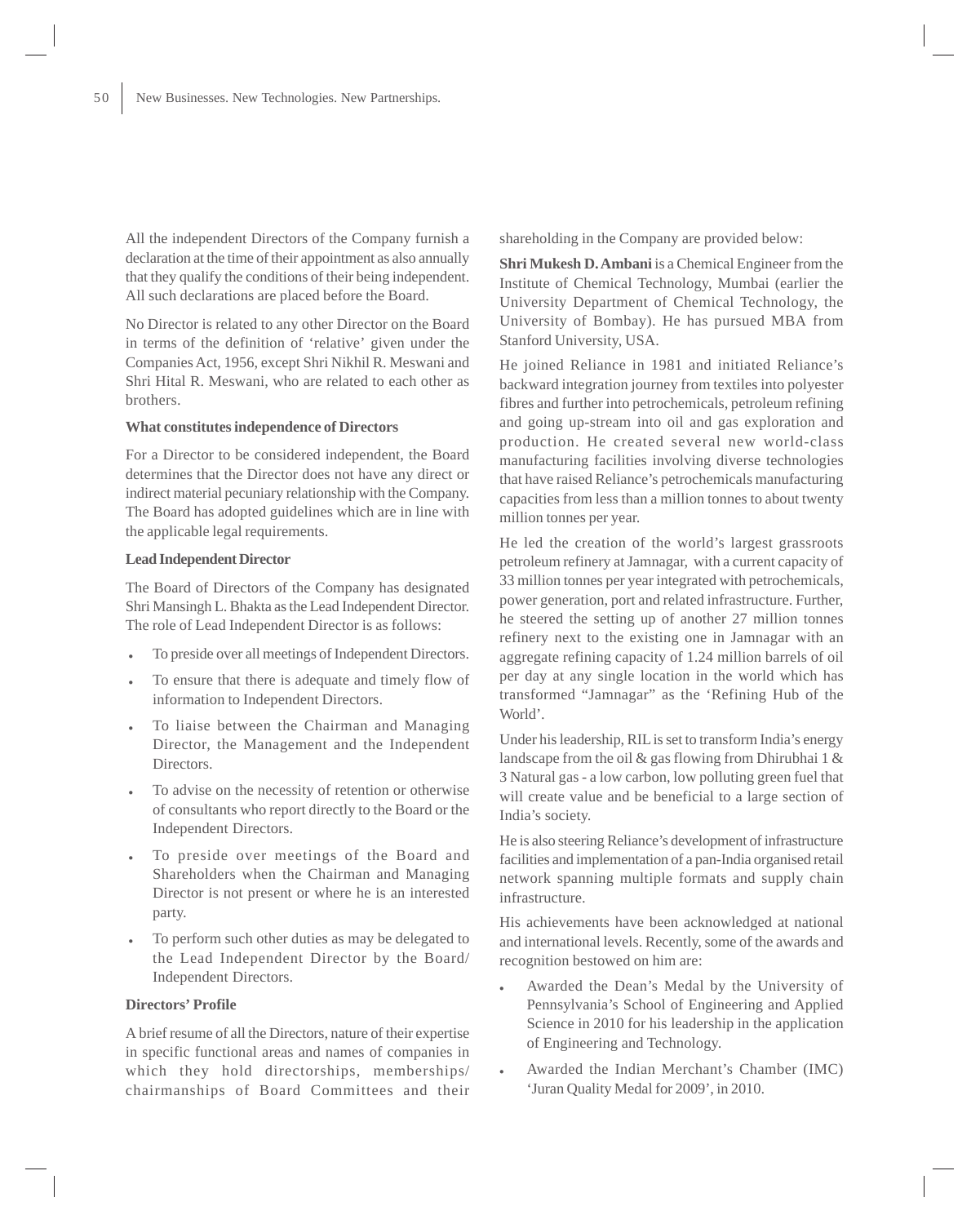All the independent Directors of the Company furnish a declaration at the time of their appointment as also annually that they qualify the conditions of their being independent. All such declarations are placed before the Board.

No Director is related to any other Director on the Board in terms of the definition of 'relative' given under the Companies Act, 1956, except Shri Nikhil R. Meswani and Shri Hital R. Meswani, who are related to each other as brothers.

**What constitutes independence of Directors**

For a Director to be considered independent, the Board determines that the Director does not have any direct or indirect material pecuniary relationship with the Company. The Board has adopted guidelines which are in line with the applicable legal requirements.

**Lead Independent Director**

The Board of Directors of the Company has designated Shri Mansingh L. Bhakta as the Lead Independent Director. The role of Lead Independent Director is as follows:

- To preside over all meetings of Independent Directors.
- To ensure that there is adequate and timely flow of information to Independent Directors.
- To liaise between the Chairman and Managing Director, the Management and the Independent Directors.
- To advise on the necessity of retention or otherwise of consultants who report directly to the Board or the Independent Directors.
- To preside over meetings of the Board and Shareholders when the Chairman and Managing Director is not present or where he is an interested party.
- To perform such other duties as may be delegated to the Lead Independent Director by the Board/ Independent Directors.

**Directors' Profile**

A brief resume of all the Directors, nature of their expertise in specific functional areas and names of companies in which they hold directorships, memberships/ chairmanships of Board Committees and their shareholding in the Company are provided below:

**Shri Mukesh D. Ambani** is a Chemical Engineer from the Institute of Chemical Technology, Mumbai (earlier the University Department of Chemical Technology, the University of Bombay). He has pursued MBA from Stanford University, USA.

He joined Reliance in 1981 and initiated Reliance's backward integration journey from textiles into polyester fibres and further into petrochemicals, petroleum refining and going up-stream into oil and gas exploration and production. He created several new world-class manufacturing facilities involving diverse technologies that have raised Reliance's petrochemicals manufacturing capacities from less than a million tonnes to about twenty million tonnes per year.

He led the creation of the world's largest grassroots petroleum refinery at Jamnagar, with a current capacity of 33 million tonnes per year integrated with petrochemicals, power generation, port and related infrastructure. Further, he steered the setting up of another 27 million tonnes refinery next to the existing one in Jamnagar with an aggregate refining capacity of 1.24 million barrels of oil per day at any single location in the world which has transformed "Jamnagar" as the 'Refining Hub of the World'.

Under his leadership, RIL is set to transform India's energy landscape from the oil & gas flowing from Dhirubhai 1 & 3 Natural gas - a low carbon, low polluting green fuel that will create value and be beneficial to a large section of India's society.

He is also steering Reliance's development of infrastructure facilities and implementation of a pan-India organised retail network spanning multiple formats and supply chain infrastructure.

His achievements have been acknowledged at national and international levels. Recently, some of the awards and recognition bestowed on him are:

- Awarded the Dean's Medal by the University of Pennsylvania's School of Engineering and Applied Science in 2010 for his leadership in the application of Engineering and Technology.
- Awarded the Indian Merchant's Chamber (IMC) 'Juran Quality Medal for 2009', in 2010.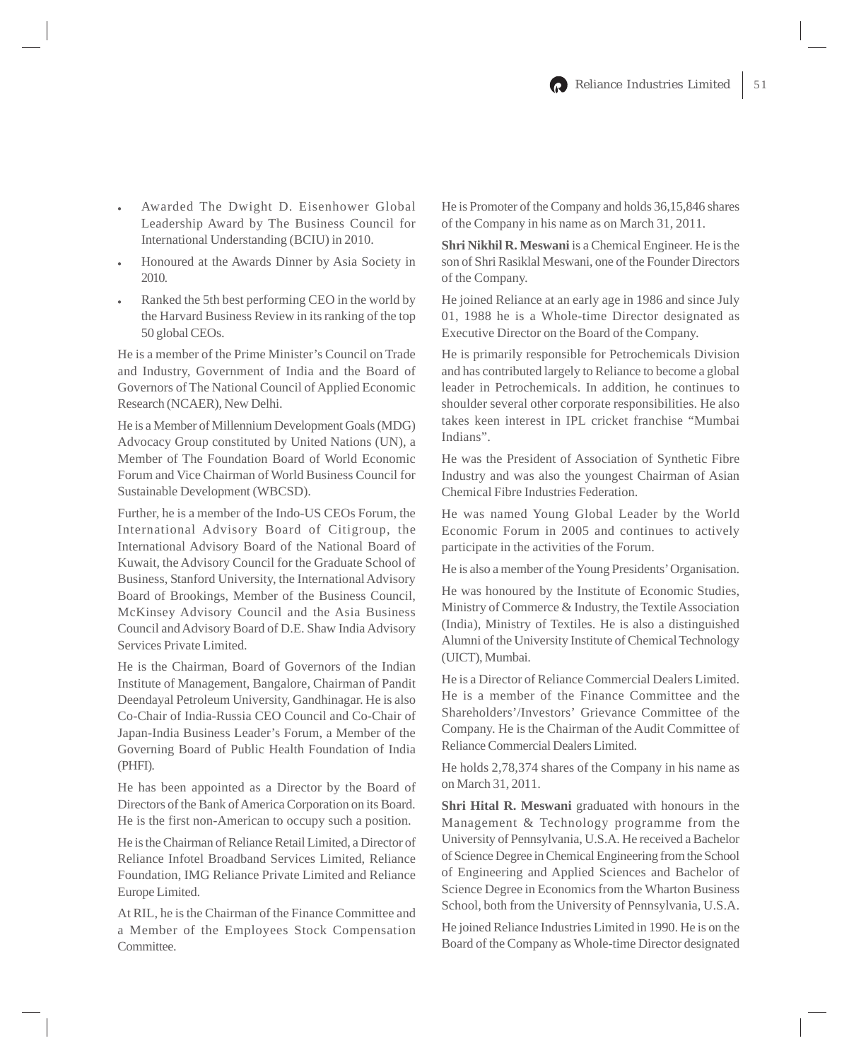- Awarded The Dwight D. Eisenhower Global Leadership Award by The Business Council for International Understanding (BCIU) in 2010.
- Honoured at the Awards Dinner by Asia Society in 2010.
- Ranked the 5th best performing CEO in the world by the Harvard Business Review in its ranking of the top 50 global CEOs.

He is a member of the Prime Minister's Council on Trade and Industry, Government of India and the Board of Governors of The National Council of Applied Economic Research (NCAER), New Delhi.

He is a Member of Millennium Development Goals (MDG) Advocacy Group constituted by United Nations (UN), a Member of The Foundation Board of World Economic Forum and Vice Chairman of World Business Council for Sustainable Development (WBCSD).

Further, he is a member of the Indo-US CEOs Forum, the International Advisory Board of Citigroup, the International Advisory Board of the National Board of Kuwait, the Advisory Council for the Graduate School of Business, Stanford University, the International Advisory Board of Brookings, Member of the Business Council, McKinsey Advisory Council and the Asia Business Council and Advisory Board of D.E. Shaw India Advisory Services Private Limited.

He is the Chairman, Board of Governors of the Indian Institute of Management, Bangalore, Chairman of Pandit Deendayal Petroleum University, Gandhinagar. He is also Co-Chair of India-Russia CEO Council and Co-Chair of Japan-India Business Leader's Forum, a Member of the Governing Board of Public Health Foundation of India (PHFI).

He has been appointed as a Director by the Board of Directors of the Bank of America Corporation on its Board. He is the first non-American to occupy such a position.

He is the Chairman of Reliance Retail Limited, a Director of Reliance Infotel Broadband Services Limited, Reliance Foundation, IMG Reliance Private Limited and Reliance Europe Limited.

At RIL, he is the Chairman of the Finance Committee and a Member of the Employees Stock Compensation Committee.

He is Promoter of the Company and holds 36,15,846 shares of the Company in his name as on March 31, 2011.

**Shri Nikhil R. Meswani** is a Chemical Engineer. He is the son of Shri Rasiklal Meswani, one of the Founder Directors of the Company.

He joined Reliance at an early age in 1986 and since July 01, 1988 he is a Whole-time Director designated as Executive Director on the Board of the Company.

He is primarily responsible for Petrochemicals Division and has contributed largely to Reliance to become a global leader in Petrochemicals. In addition, he continues to shoulder several other corporate responsibilities. He also takes keen interest in IPL cricket franchise "Mumbai Indians".

He was the President of Association of Synthetic Fibre Industry and was also the youngest Chairman of Asian Chemical Fibre Industries Federation.

He was named Young Global Leader by the World Economic Forum in 2005 and continues to actively participate in the activities of the Forum.

He is also a member of the Young Presidents' Organisation.

He was honoured by the Institute of Economic Studies, Ministry of Commerce & Industry, the Textile Association (India), Ministry of Textiles. He is also a distinguished Alumni of the University Institute of Chemical Technology (UICT), Mumbai.

He is a Director of Reliance Commercial Dealers Limited. He is a member of the Finance Committee and the Shareholders'/Investors' Grievance Committee of the Company. He is the Chairman of the Audit Committee of Reliance Commercial Dealers Limited.

He holds 2,78,374 shares of the Company in his name as on March 31, 2011.

**Shri Hital R. Meswani** graduated with honours in the Management & Technology programme from the University of Pennsylvania, U.S.A. He received a Bachelor of Science Degree in Chemical Engineering from the School of Engineering and Applied Sciences and Bachelor of Science Degree in Economics from the Wharton Business School, both from the University of Pennsylvania, U.S.A.

He joined Reliance Industries Limited in 1990. He is on the Board of the Company as Whole-time Director designated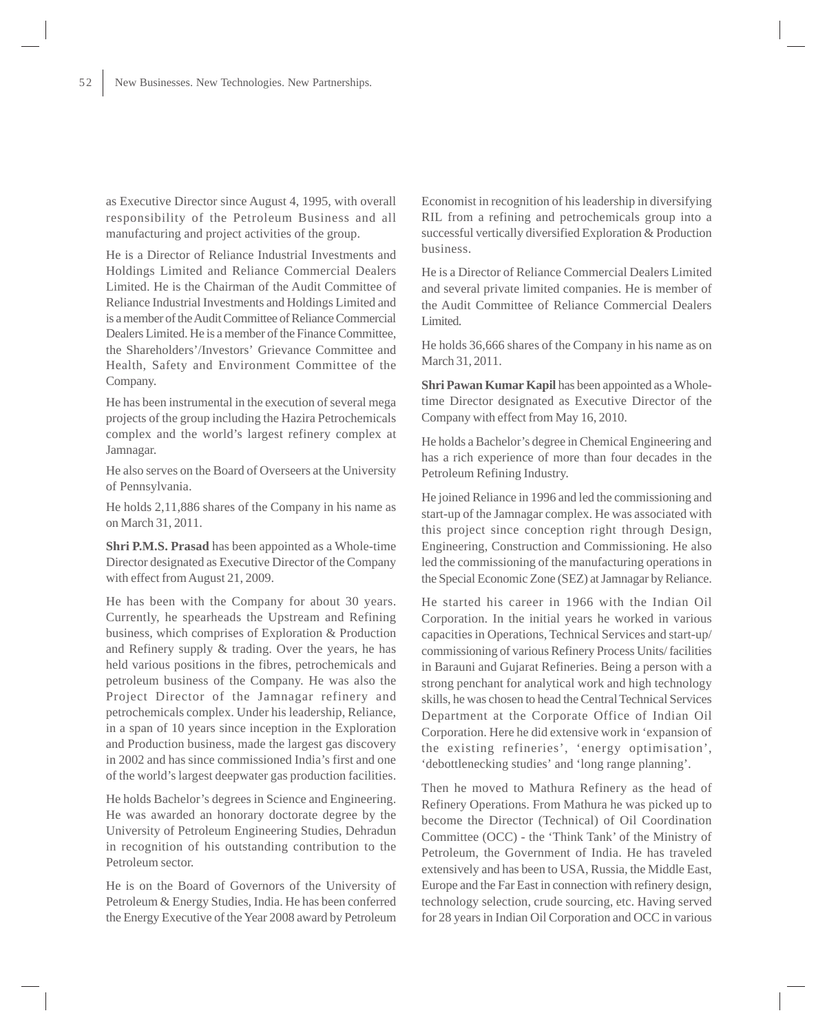as Executive Director since August 4, 1995, with overall responsibility of the Petroleum Business and all manufacturing and project activities of the group.

He is a Director of Reliance Industrial Investments and Holdings Limited and Reliance Commercial Dealers Limited. He is the Chairman of the Audit Committee of Reliance Industrial Investments and Holdings Limited and is a member of the Audit Committee of Reliance Commercial Dealers Limited. He is a member of the Finance Committee, the Shareholders'/Investors' Grievance Committee and Health, Safety and Environment Committee of the Company.

He has been instrumental in the execution of several mega projects of the group including the Hazira Petrochemicals complex and the world's largest refinery complex at Jamnagar.

He also serves on the Board of Overseers at the University of Pennsylvania.

He holds 2,11,886 shares of the Company in his name as on March 31, 2011.

**Shri P.M.S. Prasad** has been appointed as a Whole-time Director designated as Executive Director of the Company with effect from August 21, 2009.

He has been with the Company for about 30 years. Currently, he spearheads the Upstream and Refining business, which comprises of Exploration & Production and Refinery supply & trading. Over the years, he has held various positions in the fibres, petrochemicals and petroleum business of the Company. He was also the Project Director of the Jamnagar refinery and petrochemicals complex. Under his leadership, Reliance, in a span of 10 years since inception in the Exploration and Production business, made the largest gas discovery in 2002 and has since commissioned India's first and one of the world's largest deepwater gas production facilities.

He holds Bachelor's degrees in Science and Engineering. He was awarded an honorary doctorate degree by the University of Petroleum Engineering Studies, Dehradun in recognition of his outstanding contribution to the Petroleum sector.

He is on the Board of Governors of the University of Petroleum & Energy Studies, India. He has been conferred the Energy Executive of the Year 2008 award by Petroleum Economist in recognition of his leadership in diversifying RIL from a refining and petrochemicals group into a successful vertically diversified Exploration & Production business.

He is a Director of Reliance Commercial Dealers Limited and several private limited companies. He is member of the Audit Committee of Reliance Commercial Dealers Limited.

He holds 36,666 shares of the Company in his name as on March 31, 2011.

**Shri Pawan Kumar Kapil** has been appointed as a Whole-time Director designated as Executive Director of the Company with effect from May 16, 2010.

He holds a Bachelor's degree in Chemical Engineering and has a rich experience of more than four decades in the Petroleum Refining Industry.

He joined Reliance in 1996 and led the commissioning and start-up of the Jamnagar complex. He was associated with this project since conception right through Design, Engineering, Construction and Commissioning. He also led the commissioning of the manufacturing operations in the Special Economic Zone (SEZ) at Jamnagar by Reliance.

He started his career in 1966 with the Indian Oil Corporation. In the initial years he worked in various capacities in Operations, Technical Services and start-up/ commissioning of various Refinery Process Units/ facilities in Barauni and Gujarat Refineries. Being a person with a strong penchant for analytical work and high technology skills, he was chosen to head the Central Technical Services Department at the Corporate Office of Indian Oil Corporation. Here he did extensive work in 'expansion of the existing refineries', 'energy optimisation', 'debottlenecking studies' and 'long range planning'.

Then he moved to Mathura Refinery as the head of Refinery Operations. From Mathura he was picked up to become the Director (Technical) of Oil Coordination Committee (OCC) - the 'Think Tank' of the Ministry of Petroleum, the Government of India. He has traveled extensively and has been to USA, Russia, the Middle East, Europe and the Far East in connection with refinery design, technology selection, crude sourcing, etc. Having served for 28 years in Indian Oil Corporation and OCC in various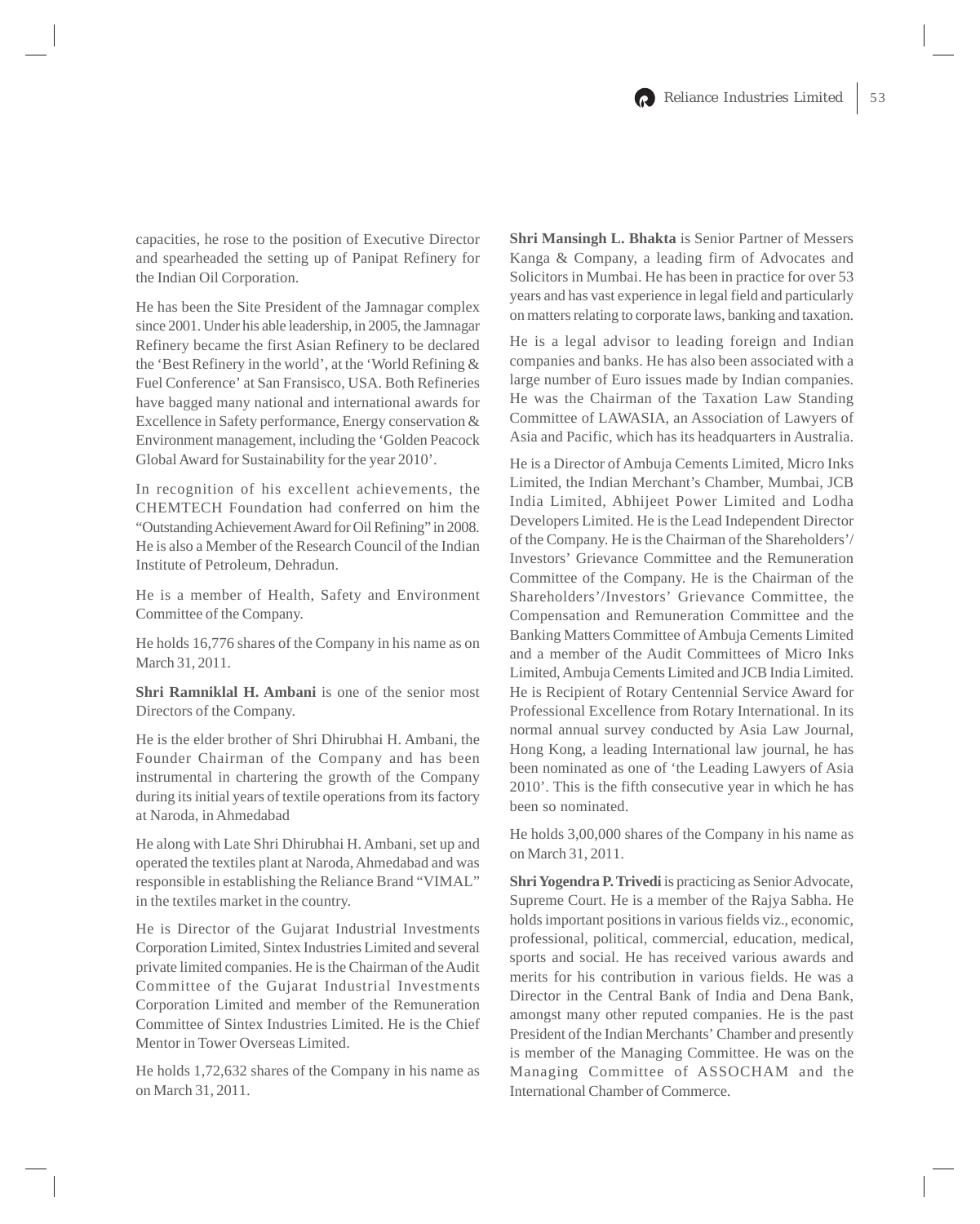capacities, he rose to the position of Executive Director and spearheaded the setting up of Panipat Refinery for the Indian Oil Corporation.

He has been the Site President of the Jamnagar complex since 2001. Under his able leadership, in 2005, the Jamnagar Refinery became the first Asian Refinery to be declared the 'Best Refinery in the world', at the 'World Refining & Fuel Conference' at San Fransisco, USA. Both Refineries have bagged many national and international awards for Excellence in Safety performance, Energy conservation & Environment management, including the 'Golden Peacock Global Award for Sustainability for the year 2010'.

In recognition of his excellent achievements, the CHEMTECH Foundation had conferred on him the "Outstanding Achievement Award for Oil Refining" in 2008. He is also a Member of the Research Council of the Indian Institute of Petroleum, Dehradun.

He is a member of Health, Safety and Environment Committee of the Company.

He holds 16,776 shares of the Company in his name as on March 31, 2011.

**Shri Ramniklal H. Ambani** is one of the senior most Directors of the Company.

He is the elder brother of Shri Dhirubhai H. Ambani, the Founder Chairman of the Company and has been instrumental in chartering the growth of the Company during its initial years of textile operations from its factory at Naroda, in Ahmedabad

He along with Late Shri Dhirubhai H. Ambani, set up and operated the textiles plant at Naroda, Ahmedabad and was responsible in establishing the Reliance Brand "VIMAL" in the textiles market in the country.

He is Director of the Gujarat Industrial Investments Corporation Limited, Sintex Industries Limited and several private limited companies. He is the Chairman of the Audit Committee of the Gujarat Industrial Investments Corporation Limited and member of the Remuneration Committee of Sintex Industries Limited. He is the Chief Mentor in Tower Overseas Limited.

He holds 1,72,632 shares of the Company in his name as on March 31, 2011.

**Shri Mansingh L. Bhakta** is Senior Partner of Messers Kanga & Company, a leading firm of Advocates and Solicitors in Mumbai. He has been in practice for over 53 years and has vast experience in legal field and particularly on matters relating to corporate laws, banking and taxation.

He is a legal advisor to leading foreign and Indian companies and banks. He has also been associated with a large number of Euro issues made by Indian companies. He was the Chairman of the Taxation Law Standing Committee of LAWASIA, an Association of Lawyers of Asia and Pacific, which has its headquarters in Australia.

He is a Director of Ambuja Cements Limited, Micro Inks Limited, the Indian Merchant's Chamber, Mumbai, JCB India Limited, Abhijeet Power Limited and Lodha Developers Limited. He is the Lead Independent Director of the Company. He is the Chairman of the Shareholders'/ Investors' Grievance Committee and the Remuneration Committee of the Company. He is the Chairman of the Shareholders'/Investors' Grievance Committee, the Compensation and Remuneration Committee and the Banking Matters Committee of Ambuja Cements Limited and a member of the Audit Committees of Micro Inks Limited, Ambuja Cements Limited and JCB India Limited. He is Recipient of Rotary Centennial Service Award for Professional Excellence from Rotary International. In its normal annual survey conducted by Asia Law Journal, Hong Kong, a leading International law journal, he has been nominated as one of 'the Leading Lawyers of Asia 2010'. This is the fifth consecutive year in which he has been so nominated.

He holds 3,00,000 shares of the Company in his name as on March 31, 2011.

**Shri Yogendra P. Trivedi** is practicing as Senior Advocate, Supreme Court. He is a member of the Rajya Sabha. He holds important positions in various fields viz., economic, professional, political, commercial, education, medical, sports and social. He has received various awards and merits for his contribution in various fields. He was a Director in the Central Bank of India and Dena Bank, amongst many other reputed companies. He is the past President of the Indian Merchants' Chamber and presently is member of the Managing Committee. He was on the Managing Committee of ASSOCHAM and the International Chamber of Commerce.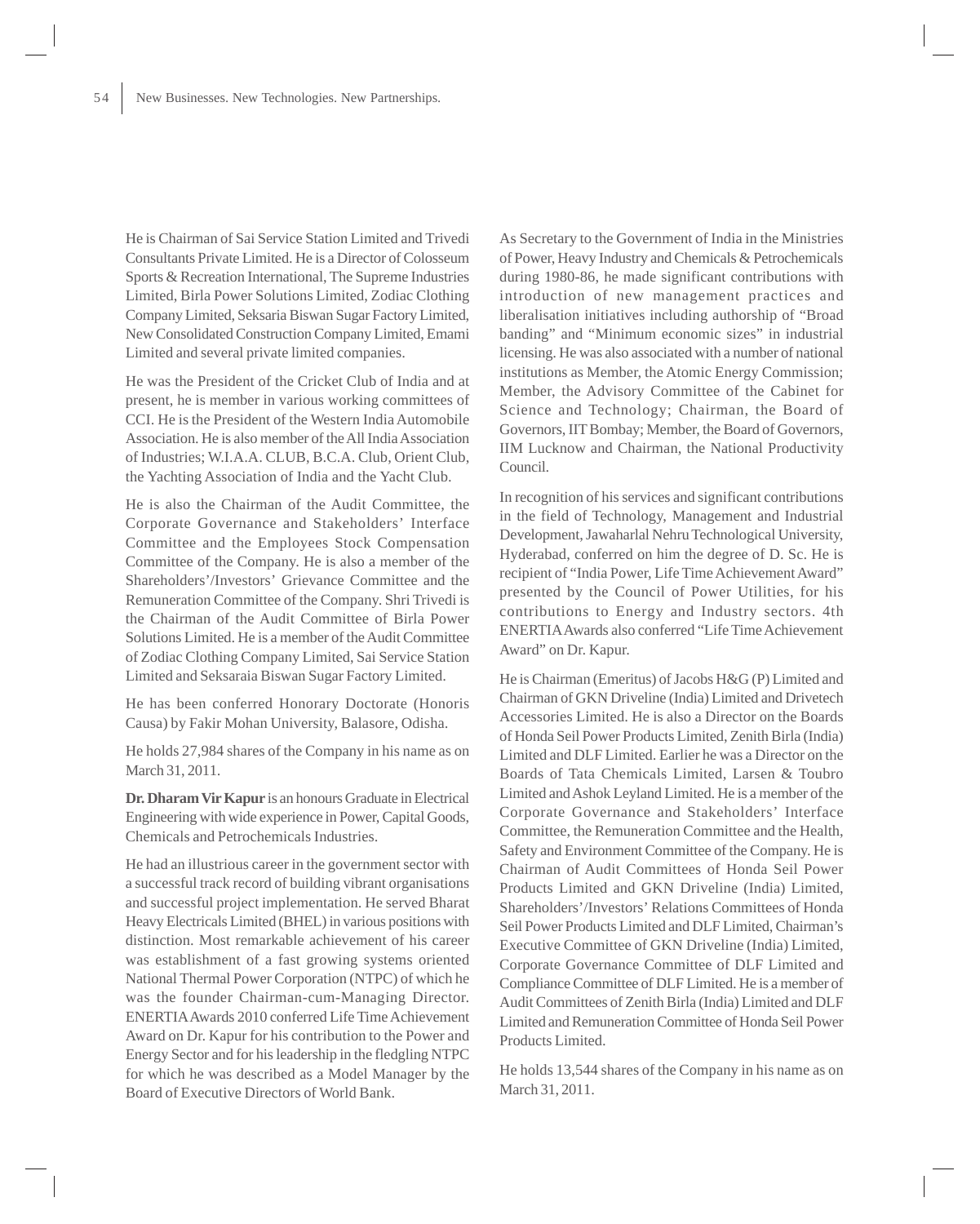He is Chairman of Sai Service Station Limited and Trivedi Consultants Private Limited. He is a Director of Colosseum Sports & Recreation International, The Supreme Industries Limited, Birla Power Solutions Limited, Zodiac Clothing Company Limited, Seksaria Biswan Sugar Factory Limited, New Consolidated Construction Company Limited, Emami Limited and several private limited companies.

He was the President of the Cricket Club of India and at present, he is member in various working committees of CCI. He is the President of the Western India Automobile Association. He is also member of the All India Association of Industries; W.I.A.A. CLUB, B.C.A. Club, Orient Club, the Yachting Association of India and the Yacht Club.

He is also the Chairman of the Audit Committee, the Corporate Governance and Stakeholders' Interface Committee and the Employees Stock Compensation Committee of the Company. He is also a member of the Shareholders'/Investors' Grievance Committee and the Remuneration Committee of the Company. Shri Trivedi is the Chairman of the Audit Committee of Birla Power Solutions Limited. He is a member of the Audit Committee of Zodiac Clothing Company Limited, Sai Service Station Limited and Seksaraia Biswan Sugar Factory Limited.

He has been conferred Honorary Doctorate (Honoris Causa) by Fakir Mohan University, Balasore, Odisha.

He holds 27,984 shares of the Company in his name as on March 31, 2011.

**Dr. Dharam Vir Kapur** is an honours Graduate in Electrical Engineering with wide experience in Power, Capital Goods, Chemicals and Petrochemicals Industries.

He had an illustrious career in the government sector with a successful track record of building vibrant organisations and successful project implementation. He served Bharat Heavy Electricals Limited (BHEL) in various positions with distinction. Most remarkable achievement of his career was establishment of a fast growing systems oriented National Thermal Power Corporation (NTPC) of which he was the founder Chairman-cum-Managing Director. ENERTIA Awards 2010 conferred Life Time Achievement Award on Dr. Kapur for his contribution to the Power and Energy Sector and for his leadership in the fledgling NTPC for which he was described as a Model Manager by the Board of Executive Directors of World Bank.

As Secretary to the Government of India in the Ministries of Power, Heavy Industry and Chemicals & Petrochemicals during 1980-86, he made significant contributions with introduction of new management practices and liberalisation initiatives including authorship of "Broad banding" and "Minimum economic sizes" in industrial licensing. He was also associated with a number of national institutions as Member, the Atomic Energy Commission; Member, the Advisory Committee of the Cabinet for Science and Technology; Chairman, the Board of Governors, IIT Bombay; Member, the Board of Governors, IIM Lucknow and Chairman, the National Productivity Council.

In recognition of his services and significant contributions in the field of Technology, Management and Industrial Development, Jawaharlal Nehru Technological University, Hyderabad, conferred on him the degree of D. Sc. He is recipient of "India Power, Life Time Achievement Award" presented by the Council of Power Utilities, for his contributions to Energy and Industry sectors. 4th ENERTIA Awards also conferred "Life Time Achievement Award" on Dr. Kapur.

He is Chairman (Emeritus) of Jacobs H&G (P) Limited and Chairman of GKN Driveline (India) Limited and Drivetech Accessories Limited. He is also a Director on the Boards of Honda Seil Power Products Limited, Zenith Birla (India) Limited and DLF Limited. Earlier he was a Director on the Boards of Tata Chemicals Limited, Larsen & Toubro Limited and Ashok Leyland Limited. He is a member of the Corporate Governance and Stakeholders' Interface Committee, the Remuneration Committee and the Health, Safety and Environment Committee of the Company. He is Chairman of Audit Committees of Honda Seil Power Products Limited and GKN Driveline (India) Limited, Shareholders'/Investors' Relations Committees of Honda Seil Power Products Limited and DLF Limited, Chairman's Executive Committee of GKN Driveline (India) Limited, Corporate Governance Committee of DLF Limited and Compliance Committee of DLF Limited. He is a member of Audit Committees of Zenith Birla (India) Limited and DLF Limited and Remuneration Committee of Honda Seil Power Products Limited.

He holds 13,544 shares of the Company in his name as on March 31, 2011.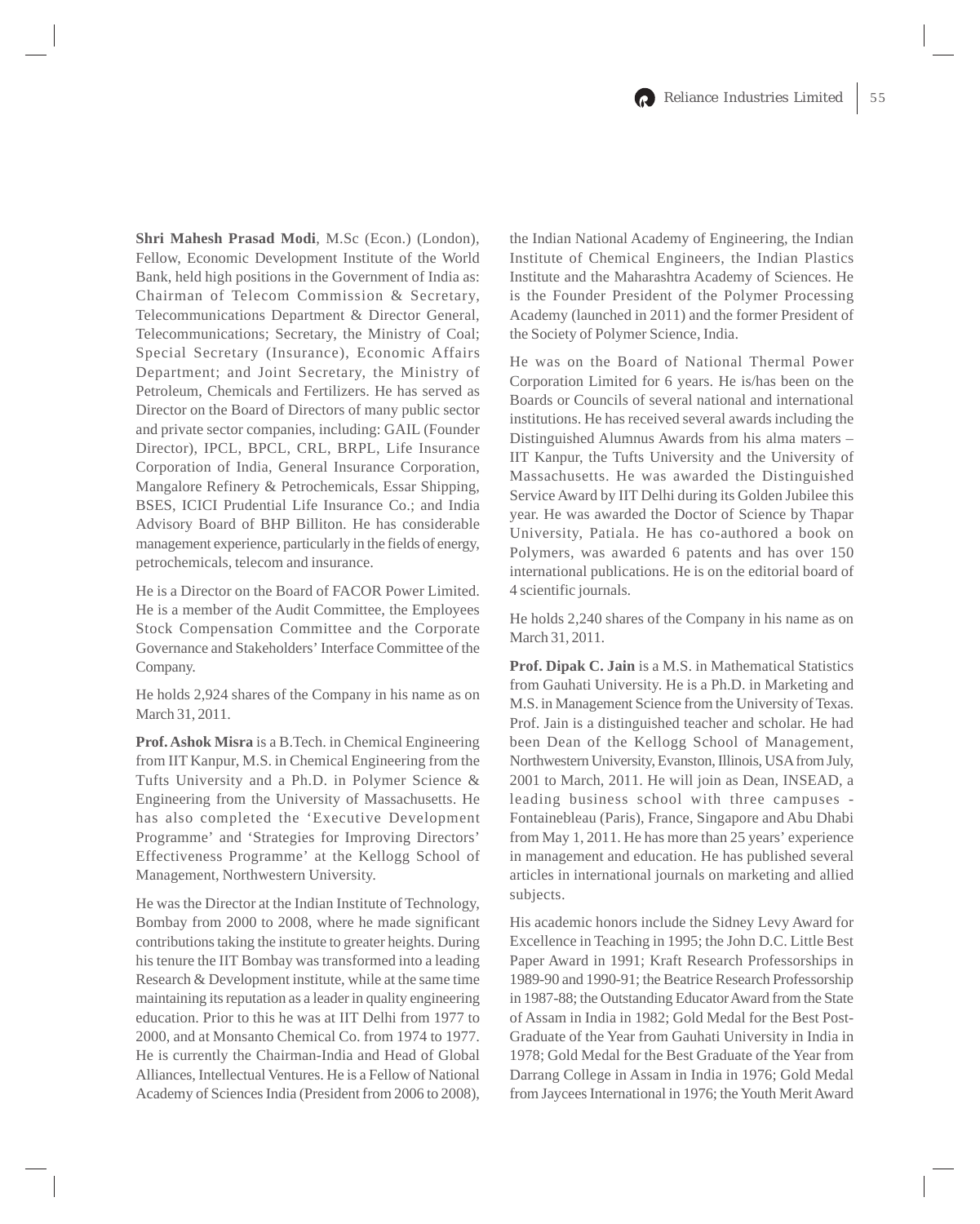**Shri Mahesh Prasad Modi**, M.Sc (Econ.) (London), Fellow, Economic Development Institute of the World Bank, held high positions in the Government of India as: Chairman of Telecom Commission & Secretary, Telecommunications Department & Director General, Telecommunications; Secretary, the Ministry of Coal; Special Secretary (Insurance), Economic Affairs Department; and Joint Secretary, the Ministry of Petroleum, Chemicals and Fertilizers. He has served as Director on the Board of Directors of many public sector and private sector companies, including: GAIL (Founder Director), IPCL, BPCL, CRL, BRPL, Life Insurance Corporation of India, General Insurance Corporation, Mangalore Refinery & Petrochemicals, Essar Shipping, BSES, ICICI Prudential Life Insurance Co.; and India Advisory Board of BHP Billiton. He has considerable management experience, particularly in the fields of energy, petrochemicals, telecom and insurance.

He is a Director on the Board of FACOR Power Limited. He is a member of the Audit Committee, the Employees Stock Compensation Committee and the Corporate Governance and Stakeholders' Interface Committee of the Company.

He holds 2,924 shares of the Company in his name as on March 31, 2011.

**Prof. Ashok Misra** is a B.Tech. in Chemical Engineering from IIT Kanpur, M.S. in Chemical Engineering from the Tufts University and a Ph.D. in Polymer Science & Engineering from the University of Massachusetts. He has also completed the 'Executive Development Programme' and 'Strategies for Improving Directors' Effectiveness Programme' at the Kellogg School of Management, Northwestern University.

He was the Director at the Indian Institute of Technology, Bombay from 2000 to 2008, where he made significant contributions taking the institute to greater heights. During his tenure the IIT Bombay was transformed into a leading Research & Development institute, while at the same time maintaining its reputation as a leader in quality engineering education. Prior to this he was at IIT Delhi from 1977 to 2000, and at Monsanto Chemical Co. from 1974 to 1977. He is currently the Chairman-India and Head of Global Alliances, Intellectual Ventures. He is a Fellow of National Academy of Sciences India (President from 2006 to 2008), the Indian National Academy of Engineering, the Indian Institute of Chemical Engineers, the Indian Plastics Institute and the Maharashtra Academy of Sciences. He is the Founder President of the Polymer Processing Academy (launched in 2011) and the former President of the Society of Polymer Science, India.

He was on the Board of National Thermal Power Corporation Limited for 6 years. He is/has been on the Boards or Councils of several national and international institutions. He has received several awards including the Distinguished Alumnus Awards from his alma maters – IIT Kanpur, the Tufts University and the University of Massachusetts. He was awarded the Distinguished Service Award by IIT Delhi during its Golden Jubilee this year. He was awarded the Doctor of Science by Thapar University, Patiala. He has co-authored a book on Polymers, was awarded 6 patents and has over 150 international publications. He is on the editorial board of 4 scientific journals.

He holds 2,240 shares of the Company in his name as on March 31, 2011.

**Prof. Dipak C. Jain** is a M.S. in Mathematical Statistics from Gauhati University. He is a Ph.D. in Marketing and M.S. in Management Science from the University of Texas. Prof. Jain is a distinguished teacher and scholar. He had been Dean of the Kellogg School of Management, Northwestern University, Evanston, Illinois, USA from July, 2001 to March, 2011. He will join as Dean, INSEAD, a leading business school with three campuses - Fontainebleau (Paris), France, Singapore and Abu Dhabi from May 1, 2011. He has more than 25 years' experience in management and education. He has published several articles in international journals on marketing and allied subjects.

His academic honors include the Sidney Levy Award for Excellence in Teaching in 1995; the John D.C. Little Best Paper Award in 1991; Kraft Research Professorships in 1989-90 and 1990-91; the Beatrice Research Professorship in 1987-88; the Outstanding Educator Award from the State of Assam in India in 1982; Gold Medal for the Best Post-Graduate of the Year from Gauhati University in India in 1978; Gold Medal for the Best Graduate of the Year from Darrang College in Assam in India in 1976; Gold Medal from Jaycees International in 1976; the Youth Merit Award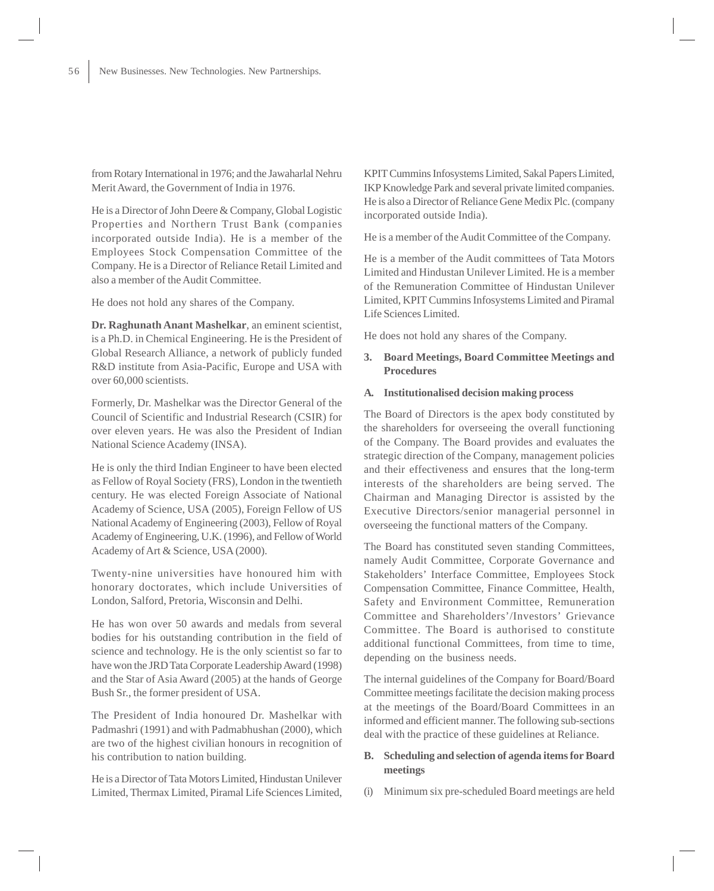from Rotary International in 1976; and the Jawaharlal Nehru Merit Award, the Government of India in 1976.

He is a Director of John Deere & Company, Global Logistic Properties and Northern Trust Bank (companies incorporated outside India). He is a member of the Employees Stock Compensation Committee of the Company. He is a Director of Reliance Retail Limited and also a member of the Audit Committee.

He does not hold any shares of the Company.

**Dr. Raghunath Anant Mashelkar**, an eminent scientist, is a Ph.D. in Chemical Engineering. He is the President of Global Research Alliance, a network of publicly funded R&D institute from Asia-Pacific, Europe and USA with over 60,000 scientists.

Formerly, Dr. Mashelkar was the Director General of the Council of Scientific and Industrial Research (CSIR) for over eleven years. He was also the President of Indian National Science Academy (INSA).

He is only the third Indian Engineer to have been elected as Fellow of Royal Society (FRS), London in the twentieth century. He was elected Foreign Associate of National Academy of Science, USA (2005), Foreign Fellow of US National Academy of Engineering (2003), Fellow of Royal Academy of Engineering, U.K. (1996), and Fellow of World Academy of Art & Science, USA (2000).

Twenty-nine universities have honoured him with honorary doctorates, which include Universities of London, Salford, Pretoria, Wisconsin and Delhi.

He has won over 50 awards and medals from several bodies for his outstanding contribution in the field of science and technology. He is the only scientist so far to have won the JRD Tata Corporate Leadership Award (1998) and the Star of Asia Award (2005) at the hands of George Bush Sr., the former president of USA.

The President of India honoured Dr. Mashelkar with Padmashri (1991) and with Padmabhushan (2000), which are two of the highest civilian honours in recognition of his contribution to nation building.

He is a Director of Tata Motors Limited, Hindustan Unilever Limited, Thermax Limited, Piramal Life Sciences Limited, KPIT Cummins Infosystems Limited, Sakal Papers Limited, IKP Knowledge Park and several private limited companies. He is also a Director of Reliance Gene Medix Plc. (company incorporated outside India).

He is a member of the Audit Committee of the Company.

He is a member of the Audit committees of Tata Motors Limited and Hindustan Unilever Limited. He is a member of the Remuneration Committee of Hindustan Unilever Limited, KPIT Cummins Infosystems Limited and Piramal Life Sciences Limited.

He does not hold any shares of the Company.

## 3. Board Meetings, Board Committee Meetings and Procedures

### A. Institutionalised decision making process

The Board of Directors is the apex body constituted by the shareholders for overseeing the overall functioning of the Company. The Board provides and evaluates the strategic direction of the Company, management policies and their effectiveness and ensures that the long-term interests of the shareholders are being served. The Chairman and Managing Director is assisted by the Executive Directors/senior managerial personnel in overseeing the functional matters of the Company.

The Board has constituted seven standing Committees, namely Audit Committee, Corporate Governance and Stakeholders' Interface Committee, Employees Stock Compensation Committee, Finance Committee, Health, Safety and Environment Committee, Remuneration Committee and Shareholders'/Investors' Grievance Committee. The Board is authorised to constitute additional functional Committees, from time to time, depending on the business needs.

The internal guidelines of the Company for Board/Board Committee meetings facilitate the decision making process at the meetings of the Board/Board Committees in an informed and efficient manner. The following sub-sections deal with the practice of these guidelines at Reliance.

### B. Scheduling and selection of agenda items for Board meetings

(i) Minimum six pre-scheduled Board meetings are held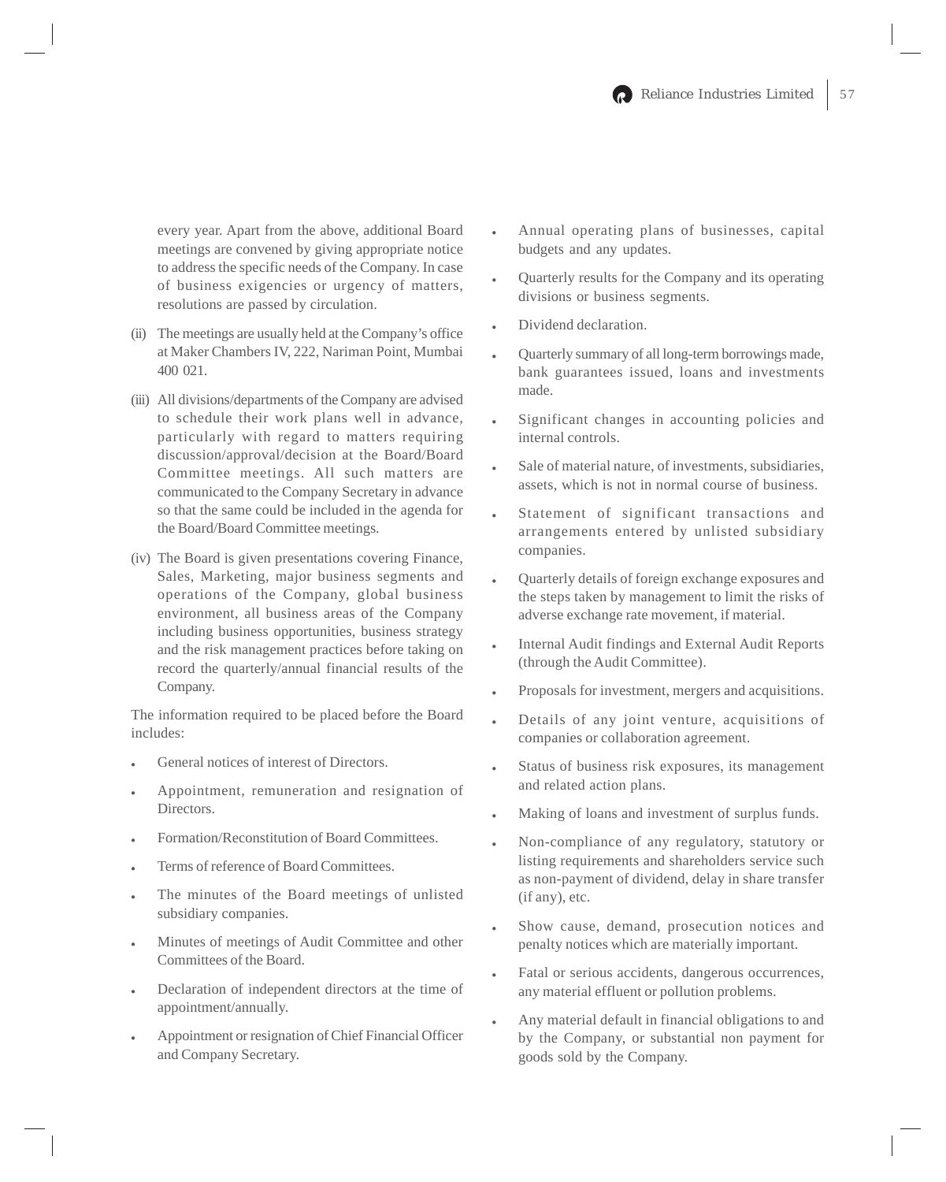every year. Apart from the above, additional Board meetings are convened by giving appropriate notice to address the specific needs of the Company. In case of business exigencies or urgency of matters, resolutions are passed by circulation.

(ii) The meetings are usually held at the Company's office at Maker Chambers IV, 222, Nariman Point, Mumbai 400 021.

(iii) All divisions/departments of the Company are advised to schedule their work plans well in advance, particularly with regard to matters requiring discussion/approval/decision at the Board/Board Committee meetings. All such matters are communicated to the Company Secretary in advance so that the same could be included in the agenda for the Board/Board Committee meetings.

(iv) The Board is given presentations covering Finance, Sales, Marketing, major business segments and operations of the Company, global business environment, all business areas of the Company including business opportunities, business strategy and the risk management practices before taking on record the quarterly/annual financial results of the Company.

The information required to be placed before the Board includes:

- General notices of interest of Directors.
- Appointment, remuneration and resignation of Directors.
- Formation/Reconstitution of Board Committees.
- Terms of reference of Board Committees.
- The minutes of the Board meetings of unlisted subsidiary companies.
- Minutes of meetings of Audit Committee and other Committees of the Board.
- Declaration of independent directors at the time of appointment/annually.
- Appointment or resignation of Chief Financial Officer and Company Secretary.
- Annual operating plans of businesses, capital budgets and any updates.
- Quarterly results for the Company and its operating divisions or business segments.
- Dividend declaration.
- Quarterly summary of all long-term borrowings made, bank guarantees issued, loans and investments made.
- Significant changes in accounting policies and internal controls.
- Sale of material nature, of investments, subsidiaries, assets, which is not in normal course of business.
- Statement of significant transactions and arrangements entered by unlisted subsidiary companies.
- Quarterly details of foreign exchange exposures and the steps taken by management to limit the risks of adverse exchange rate movement, if material.
- Internal Audit findings and External Audit Reports (through the Audit Committee).
- Proposals for investment, mergers and acquisitions.
- Details of any joint venture, acquisitions of companies or collaboration agreement.
- Status of business risk exposures, its management and related action plans.
- Making of loans and investment of surplus funds.
- Non-compliance of any regulatory, statutory or listing requirements and shareholders service such as non-payment of dividend, delay in share transfer (if any), etc.
- Show cause, demand, prosecution notices and penalty notices which are materially important.
- Fatal or serious accidents, dangerous occurrences, any material effluent or pollution problems.
- Any material default in financial obligations to and by the Company, or substantial non payment for goods sold by the Company.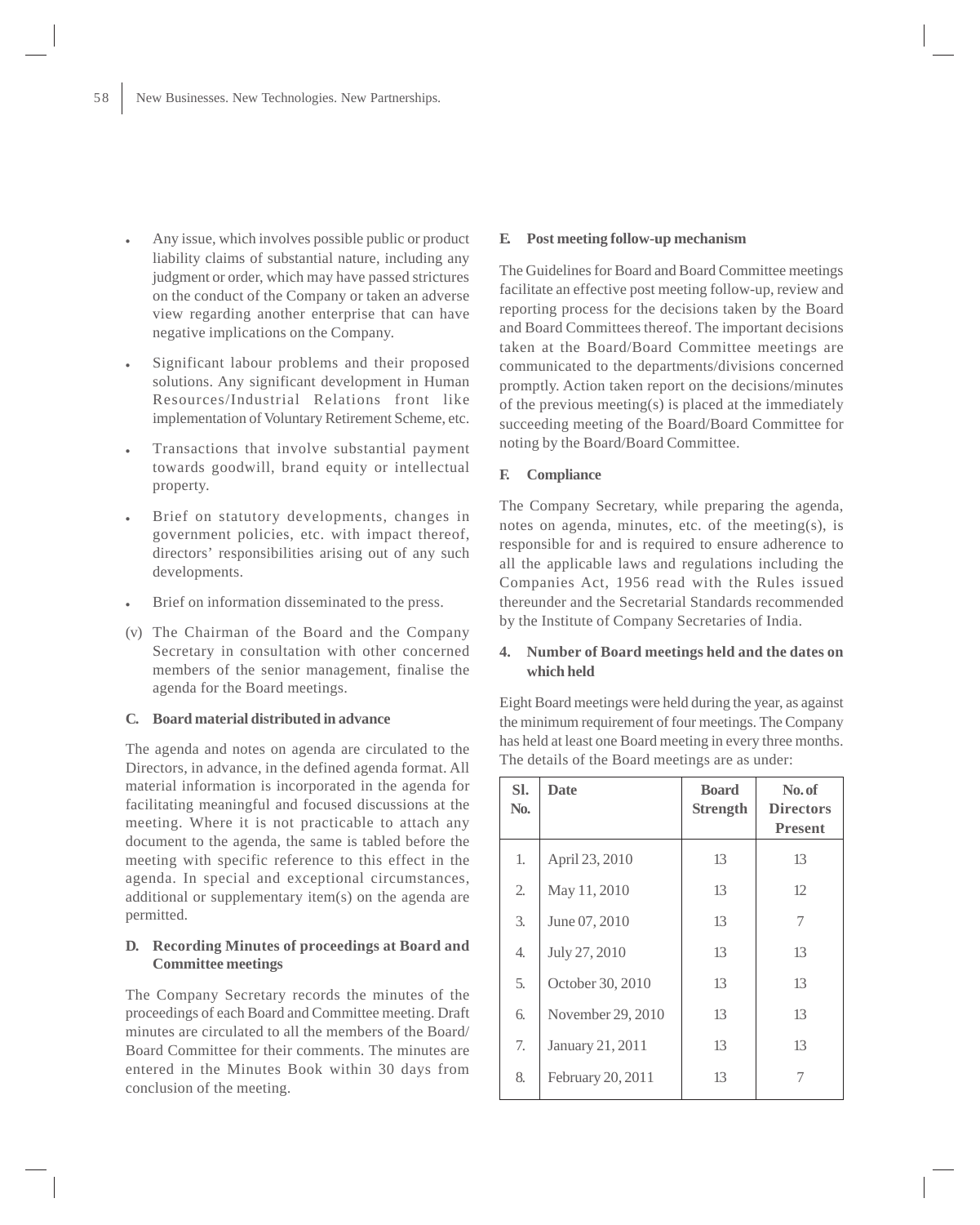- Any issue, which involves possible public or product liability claims of substantial nature, including any judgment or order, which may have passed strictures on the conduct of the Company or taken an adverse view regarding another enterprise that can have negative implications on the Company.
- Significant labour problems and their proposed solutions. Any significant development in Human Resources/Industrial Relations front like implementation of Voluntary Retirement Scheme, etc.
- Transactions that involve substantial payment towards goodwill, brand equity or intellectual property.
- Brief on statutory developments, changes in government policies, etc. with impact thereof, directors' responsibilities arising out of any such developments.
- Brief on information disseminated to the press.

(v) The Chairman of the Board and the Company Secretary in consultation with other concerned members of the senior management, finalise the agenda for the Board meetings.

**C. Board material distributed in advance**

The agenda and notes on agenda are circulated to the Directors, in advance, in the defined agenda format. All material information is incorporated in the agenda for facilitating meaningful and focused discussions at the meeting. Where it is not practicable to attach any document to the agenda, the same is tabled before the meeting with specific reference to this effect in the agenda. In special and exceptional circumstances, additional or supplementary item(s) on the agenda are permitted.

**D. Recording Minutes of proceedings at Board and Committee meetings**

The Company Secretary records the minutes of the proceedings of each Board and Committee meeting. Draft minutes are circulated to all the members of the Board/ Board Committee for their comments. The minutes are entered in the Minutes Book within 30 days from conclusion of the meeting.

**E. Post meeting follow-up mechanism**

The Guidelines for Board and Board Committee meetings facilitate an effective post meeting follow-up, review and reporting process for the decisions taken by the Board and Board Committees thereof. The important decisions taken at the Board/Board Committee meetings are communicated to the departments/divisions concerned promptly. Action taken report on the decisions/minutes of the previous meeting(s) is placed at the immediately succeeding meeting of the Board/Board Committee for noting by the Board/Board Committee.

**F. Compliance**

The Company Secretary, while preparing the agenda, notes on agenda, minutes, etc. of the meeting(s), is responsible for and is required to ensure adherence to all the applicable laws and regulations including the Companies Act, 1956 read with the Rules issued thereunder and the Secretarial Standards recommended by the Institute of Company Secretaries of India.

**4. Number of Board meetings held and the dates on which held**

Eight Board meetings were held during the year, as against the minimum requirement of four meetings. The Company has held at least one Board meeting in every three months. The details of the Board meetings are as under:

| Sl. No. | Date | Board Strength | No. of Directors Present |
|---|---|---|---|
| 1. | April 23, 2010 | 13 | 13 |
| 2. | May 11, 2010 | 13 | 12 |
| 3. | June 07, 2010 | 13 | 7 |
| 4. | July 27, 2010 | 13 | 13 |
| 5. | October 30, 2010 | 13 | 13 |
| 6. | November 29, 2010 | 13 | 13 |
| 7. | January 21, 2011 | 13 | 13 |
| 8. | February 20, 2011 | 13 | 7 |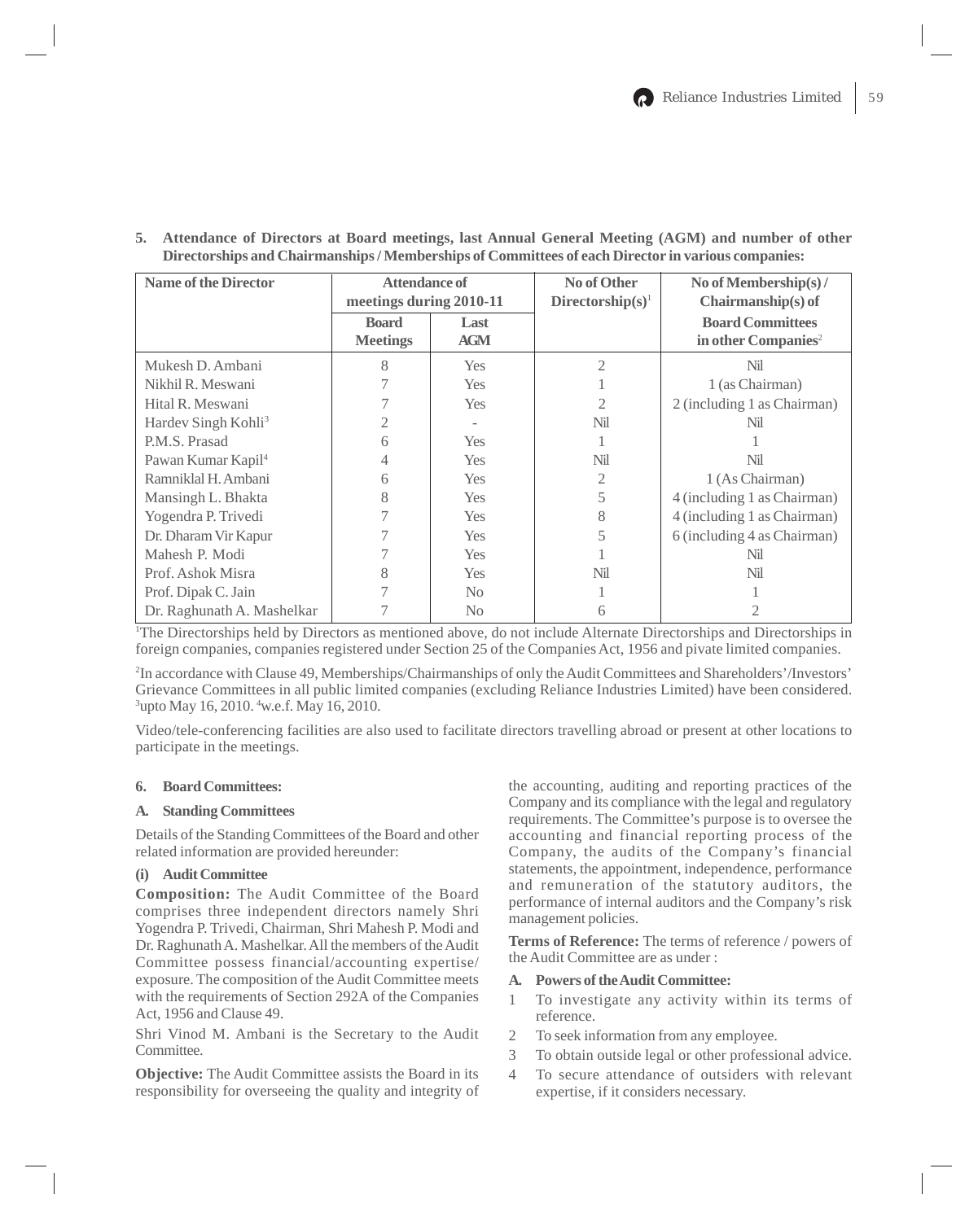**5. Attendance of Directors at Board meetings, last Annual General Meeting (AGM) and number of other Directorships and Chairmanships / Memberships of Committees of each Director in various companies:**

| Name of the Director | Attendance of meetings during 2010-11 | | No of Other Directorship(s)[1] | No of Membership(s) / Chairmanship(s) of Board Committees in other Companies[2] |
|---|---|---|---|---|
| | Board Meetings | Last AGM | | |
| Mukesh D. Ambani | 8 | Yes | 2 | Nil |
| Nikhil R. Meswani | 7 | Yes | 1 | 1 (as Chairman) |
| Hital R. Meswani | 7 | Yes | 2 | 2 (including 1 as Chairman) |
| Hardev Singh Kohli[3] | 2 | - | Nil | Nil |
| P.M.S. Prasad | 6 | Yes | 1 | 1 |
| Pawan Kumar Kapil[4] | 4 | Yes | Nil | Nil |
| Ramniklal H. Ambani | 6 | Yes | 2 | 1 (As Chairman) |
| Mansingh L. Bhakta | 8 | Yes | 5 | 4 (including 1 as Chairman) |
| Yogendra P. Trivedi | 7 | Yes | 8 | 4 (including 1 as Chairman) |
| Dr. Dharam Vir Kapur | 7 | Yes | 5 | 6 (including 4 as Chairman) |
| Mahesh P. Modi | 7 | Yes | 1 | Nil |
| Prof. Ashok Misra | 8 | Yes | Nil | Nil |
| Prof. Dipak C. Jain | 7 | No | 1 | 1 |
| Dr. Raghunath A. Mashelkar | 7 | No | 6 | 2 |

[1]The Directorships held by Directors as mentioned above, do not include Alternate Directorships and Directorships in foreign companies, companies registered under Section 25 of the Companies Act, 1956 and pivate limited companies.

[2]In accordance with Clause 49, Memberships/Chairmanships of only the Audit Committees and Shareholders'/Investors' Grievance Committees in all public limited companies (excluding Reliance Industries Limited) have been considered.
[3]upto May 16, 2010. [4]w.e.f. May 16, 2010.

Video/tele-conferencing facilities are also used to facilitate directors travelling abroad or present at other locations to participate in the meetings.

**6. Board Committees:**

**A. Standing Committees**

Details of the Standing Committees of the Board and other related information are provided hereunder:

**(i) Audit Committee**

**Composition:** The Audit Committee of the Board comprises three independent directors namely Shri Yogendra P. Trivedi, Chairman, Shri Mahesh P. Modi and Dr. Raghunath A. Mashelkar. All the members of the Audit Committee possess financial/accounting expertise/ exposure. The composition of the Audit Committee meets with the requirements of Section 292A of the Companies Act, 1956 and Clause 49.

Shri Vinod M. Ambani is the Secretary to the Audit Committee.

**Objective:** The Audit Committee assists the Board in its responsibility for overseeing the quality and integrity of the accounting, auditing and reporting practices of the Company and its compliance with the legal and regulatory requirements. The Committee's purpose is to oversee the accounting and financial reporting process of the Company, the audits of the Company's financial statements, the appointment, independence, performance and remuneration of the statutory auditors, the performance of internal auditors and the Company's risk management policies.

**Terms of Reference:** The terms of reference / powers of the Audit Committee are as under :

**A. Powers of the Audit Committee:**

1 To investigate any activity within its terms of reference.
2 To seek information from any employee.
3 To obtain outside legal or other professional advice.
4 To secure attendance of outsiders with relevant expertise, if it considers necessary.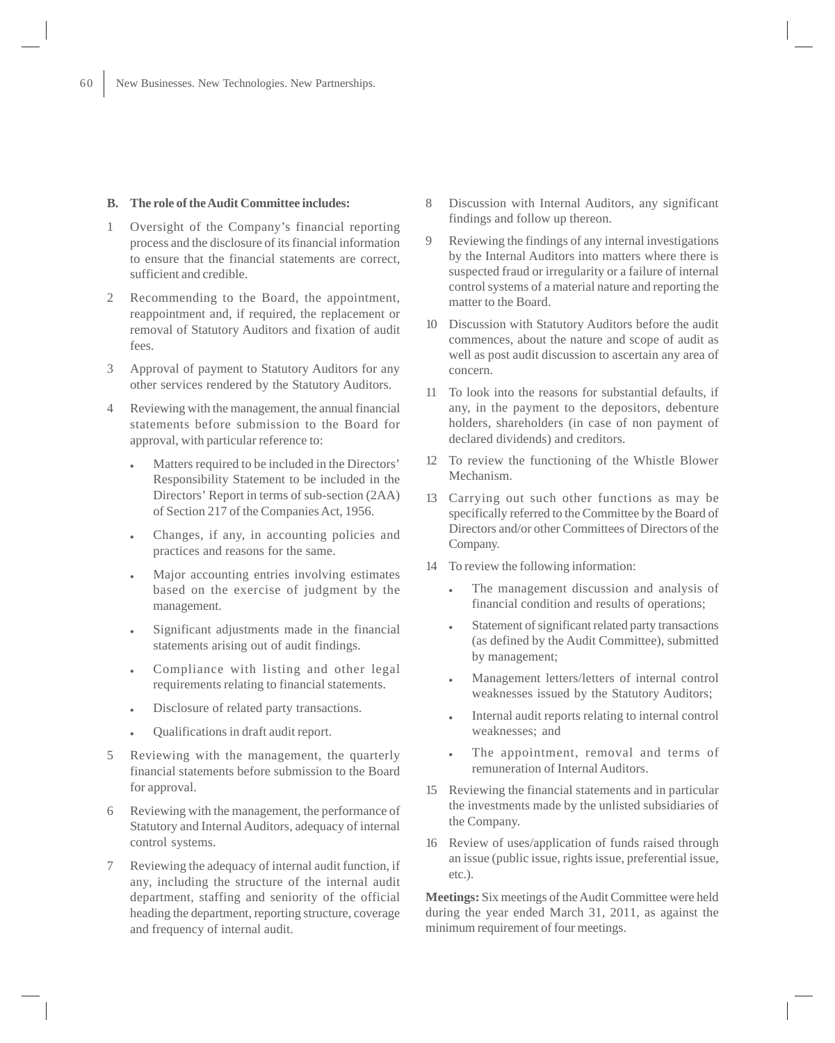**B. The role of the Audit Committee includes:**

1. Oversight of the Company's financial reporting process and the disclosure of its financial information to ensure that the financial statements are correct, sufficient and credible.

2. Recommending to the Board, the appointment, reappointment and, if required, the replacement or removal of Statutory Auditors and fixation of audit fees.

3. Approval of payment to Statutory Auditors for any other services rendered by the Statutory Auditors.

4. Reviewing with the management, the annual financial statements before submission to the Board for approval, with particular reference to:

   - Matters required to be included in the Directors' Responsibility Statement to be included in the Directors' Report in terms of sub-section (2AA) of Section 217 of the Companies Act, 1956.
   - Changes, if any, in accounting policies and practices and reasons for the same.
   - Major accounting entries involving estimates based on the exercise of judgment by the management.
   - Significant adjustments made in the financial statements arising out of audit findings.
   - Compliance with listing and other legal requirements relating to financial statements.
   - Disclosure of related party transactions.
   - Qualifications in draft audit report.

5. Reviewing with the management, the quarterly financial statements before submission to the Board for approval.

6. Reviewing with the management, the performance of Statutory and Internal Auditors, adequacy of internal control systems.

7. Reviewing the adequacy of internal audit function, if any, including the structure of the internal audit department, staffing and seniority of the official heading the department, reporting structure, coverage and frequency of internal audit.

8. Discussion with Internal Auditors, any significant findings and follow up thereon.

9. Reviewing the findings of any internal investigations by the Internal Auditors into matters where there is suspected fraud or irregularity or a failure of internal control systems of a material nature and reporting the matter to the Board.

10. Discussion with Statutory Auditors before the audit commences, about the nature and scope of audit as well as post audit discussion to ascertain any area of concern.

11. To look into the reasons for substantial defaults, if any, in the payment to the depositors, debenture holders, shareholders (in case of non payment of declared dividends) and creditors.

12. To review the functioning of the Whistle Blower Mechanism.

13. Carrying out such other functions as may be specifically referred to the Committee by the Board of Directors and/or other Committees of Directors of the Company.

14. To review the following information:

    - The management discussion and analysis of financial condition and results of operations;
    - Statement of significant related party transactions (as defined by the Audit Committee), submitted by management;
    - Management letters/letters of internal control weaknesses issued by the Statutory Auditors;
    - Internal audit reports relating to internal control weaknesses; and
    - The appointment, removal and terms of remuneration of Internal Auditors.

15. Reviewing the financial statements and in particular the investments made by the unlisted subsidiaries of the Company.

16. Review of uses/application of funds raised through an issue (public issue, rights issue, preferential issue, etc.).

**Meetings:** Six meetings of the Audit Committee were held during the year ended March 31, 2011, as against the minimum requirement of four meetings.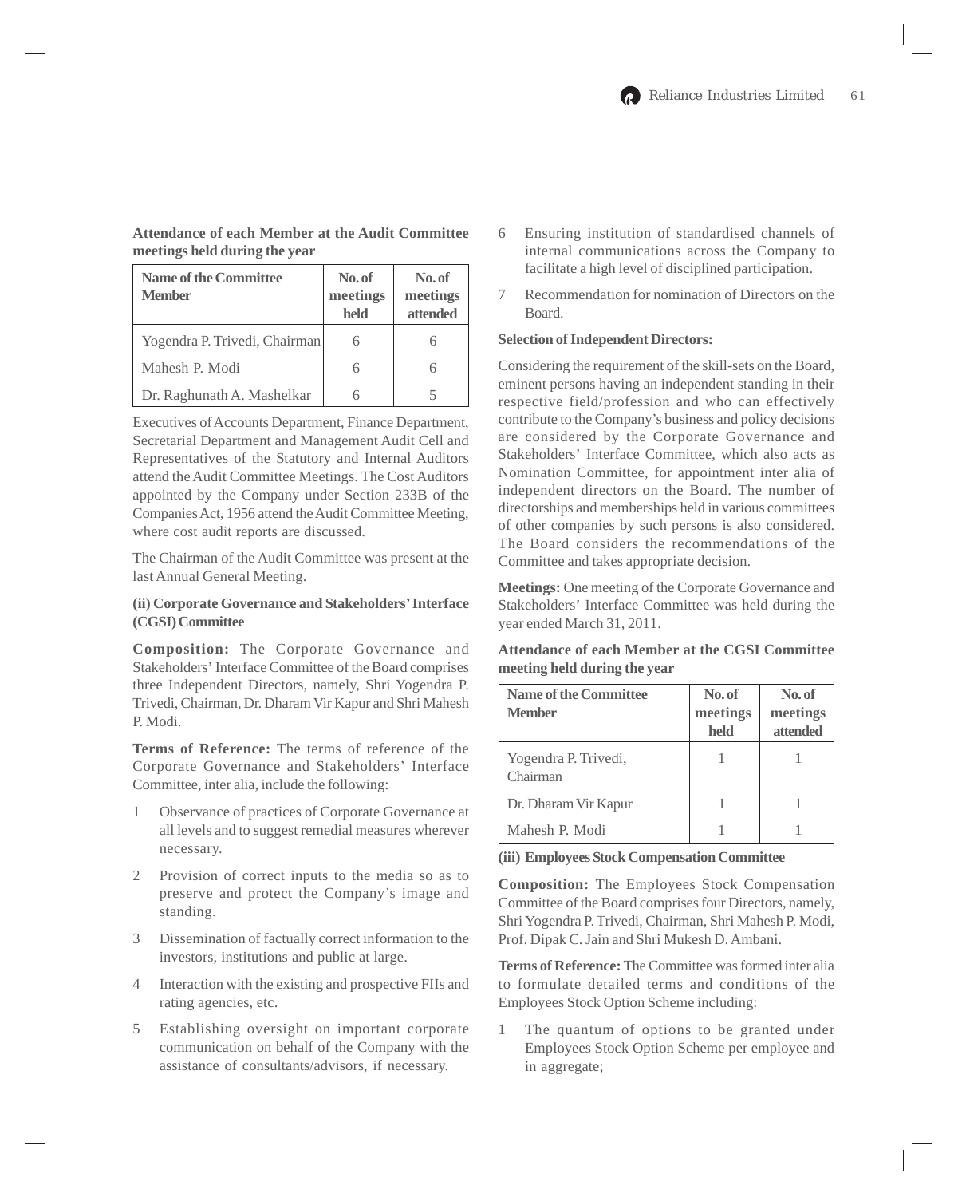**Attendance of each Member at the Audit Committee meetings held during the year**

| Name of the Committee Member | No. of meetings held | No. of meetings attended |
|---|---|---|
| Yogendra P. Trivedi, Chairman | 6 | 6 |
| Mahesh P. Modi | 6 | 6 |
| Dr. Raghunath A. Mashelkar | 6 | 5 |

Executives of Accounts Department, Finance Department, Secretarial Department and Management Audit Cell and Representatives of the Statutory and Internal Auditors attend the Audit Committee Meetings. The Cost Auditors appointed by the Company under Section 233B of the Companies Act, 1956 attend the Audit Committee Meeting, where cost audit reports are discussed.

The Chairman of the Audit Committee was present at the last Annual General Meeting.

**(ii) Corporate Governance and Stakeholders' Interface (CGSI) Committee**

**Composition:** The Corporate Governance and Stakeholders' Interface Committee of the Board comprises three Independent Directors, namely, Shri Yogendra P. Trivedi, Chairman, Dr. Dharam Vir Kapur and Shri Mahesh P. Modi.

**Terms of Reference:** The terms of reference of the Corporate Governance and Stakeholders' Interface Committee, inter alia, include the following:

1. Observance of practices of Corporate Governance at all levels and to suggest remedial measures wherever necessary.
2. Provision of correct inputs to the media so as to preserve and protect the Company's image and standing.
3. Dissemination of factually correct information to the investors, institutions and public at large.
4. Interaction with the existing and prospective FIIs and rating agencies, etc.
5. Establishing oversight on important corporate communication on behalf of the Company with the assistance of consultants/advisors, if necessary.
6. Ensuring institution of standardised channels of internal communications across the Company to facilitate a high level of disciplined participation.
7. Recommendation for nomination of Directors on the Board.

**Selection of Independent Directors:**

Considering the requirement of the skill-sets on the Board, eminent persons having an independent standing in their respective field/profession and who can effectively contribute to the Company's business and policy decisions are considered by the Corporate Governance and Stakeholders' Interface Committee, which also acts as Nomination Committee, for appointment inter alia of independent directors on the Board. The number of directorships and memberships held in various committees of other companies by such persons is also considered. The Board considers the recommendations of the Committee and takes appropriate decision.

**Meetings:** One meeting of the Corporate Governance and Stakeholders' Interface Committee was held during the year ended March 31, 2011.

**Attendance of each Member at the CGSI Committee meeting held during the year**

| Name of the Committee Member | No. of meetings held | No. of meetings attended |
|---|---|---|
| Yogendra P. Trivedi, Chairman | 1 | 1 |
| Dr. Dharam Vir Kapur | 1 | 1 |
| Mahesh P. Modi | 1 | 1 |

**(iii) Employees Stock Compensation Committee**

**Composition:** The Employees Stock Compensation Committee of the Board comprises four Directors, namely, Shri Yogendra P. Trivedi, Chairman, Shri Mahesh P. Modi, Prof. Dipak C. Jain and Shri Mukesh D. Ambani.

**Terms of Reference:** The Committee was formed inter alia to formulate detailed terms and conditions of the Employees Stock Option Scheme including:

1. The quantum of options to be granted under Employees Stock Option Scheme per employee and in aggregate;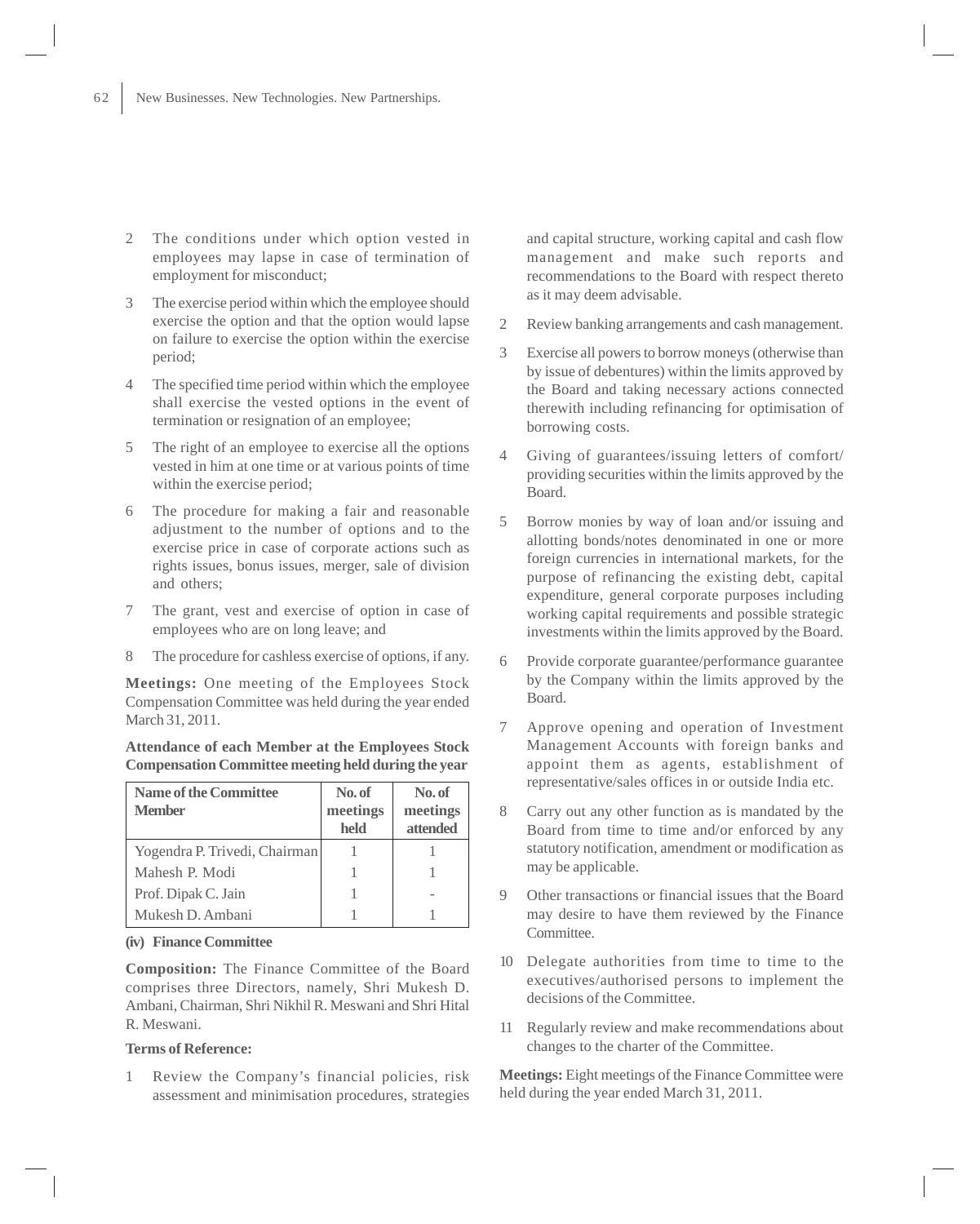2 The conditions under which option vested in employees may lapse in case of termination of employment for misconduct;

3 The exercise period within which the employee should exercise the option and that the option would lapse on failure to exercise the option within the exercise period;

4 The specified time period within which the employee shall exercise the vested options in the event of termination or resignation of an employee;

5 The right of an employee to exercise all the options vested in him at one time or at various points of time within the exercise period;

6 The procedure for making a fair and reasonable adjustment to the number of options and to the exercise price in case of corporate actions such as rights issues, bonus issues, merger, sale of division and others;

7 The grant, vest and exercise of option in case of employees who are on long leave; and

8 The procedure for cashless exercise of options, if any.

**Meetings:** One meeting of the Employees Stock Compensation Committee was held during the year ended March 31, 2011.

**Attendance of each Member at the Employees Stock Compensation Committee meeting held during the year**

| Name of the Committee Member | No. of meetings held | No. of meetings attended |
|---|---|---|
| Yogendra P. Trivedi, Chairman | 1 | 1 |
| Mahesh P. Modi | 1 | 1 |
| Prof. Dipak C. Jain | 1 | - |
| Mukesh D. Ambani | 1 | 1 |

**(iv) Finance Committee**

**Composition:** The Finance Committee of the Board comprises three Directors, namely, Shri Mukesh D. Ambani, Chairman, Shri Nikhil R. Meswani and Shri Hital R. Meswani.

**Terms of Reference:**

1 Review the Company's financial policies, risk assessment and minimisation procedures, strategies and capital structure, working capital and cash flow management and make such reports and recommendations to the Board with respect thereto as it may deem advisable.

2 Review banking arrangements and cash management.

3 Exercise all powers to borrow moneys (otherwise than by issue of debentures) within the limits approved by the Board and taking necessary actions connected therewith including refinancing for optimisation of borrowing costs.

4 Giving of guarantees/issuing letters of comfort/ providing securities within the limits approved by the Board.

5 Borrow monies by way of loan and/or issuing and allotting bonds/notes denominated in one or more foreign currencies in international markets, for the purpose of refinancing the existing debt, capital expenditure, general corporate purposes including working capital requirements and possible strategic investments within the limits approved by the Board.

6 Provide corporate guarantee/performance guarantee by the Company within the limits approved by the Board.

7 Approve opening and operation of Investment Management Accounts with foreign banks and appoint them as agents, establishment of representative/sales offices in or outside India etc.

8 Carry out any other function as is mandated by the Board from time to time and/or enforced by any statutory notification, amendment or modification as may be applicable.

9 Other transactions or financial issues that the Board may desire to have them reviewed by the Finance Committee.

10 Delegate authorities from time to time to the executives/authorised persons to implement the decisions of the Committee.

11 Regularly review and make recommendations about changes to the charter of the Committee.

**Meetings:** Eight meetings of the Finance Committee were held during the year ended March 31, 2011.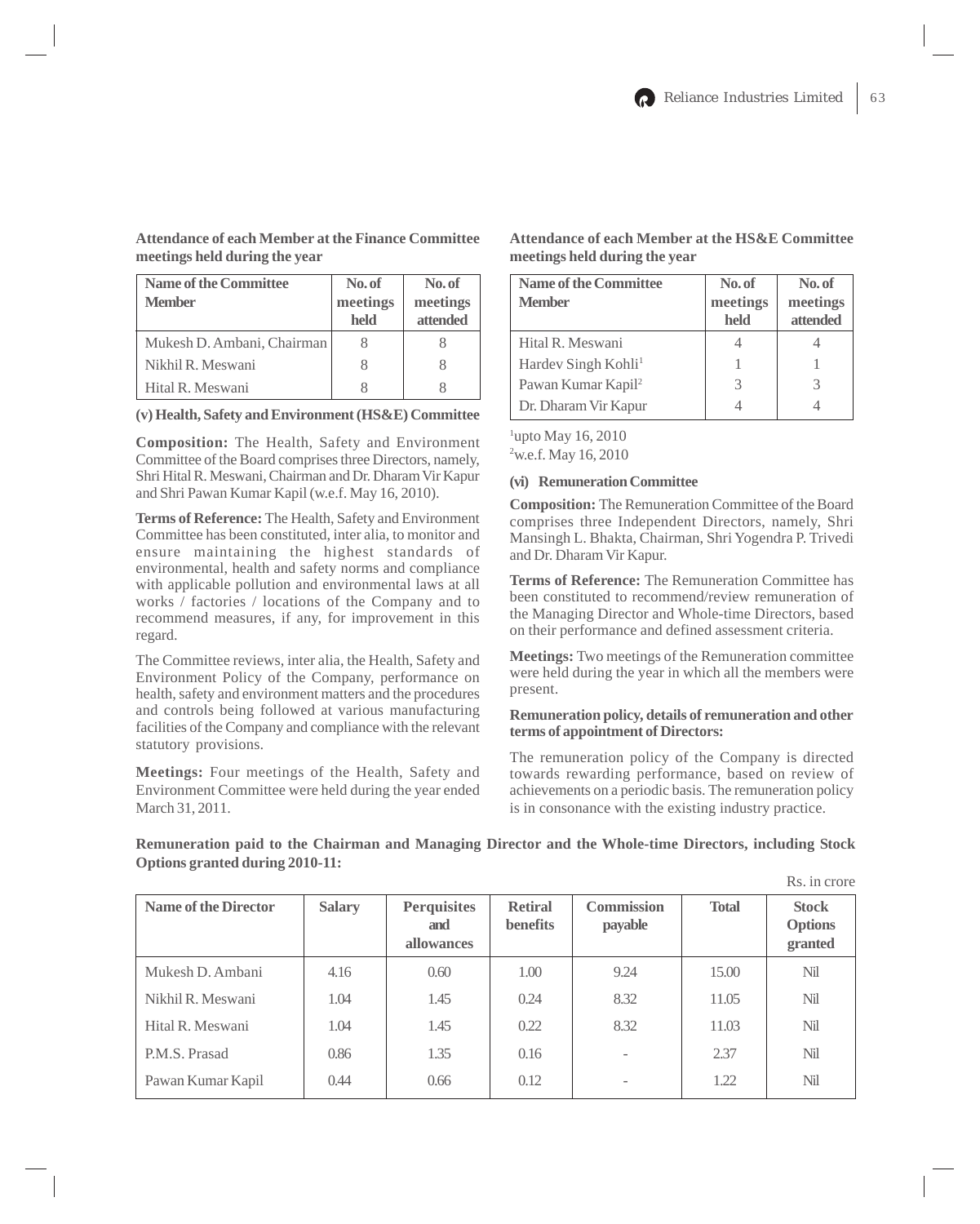**Attendance of each Member at the Finance Committee meetings held during the year**

| Name of the Committee Member | No. of meetings held | No. of meetings attended |
|---|---|---|
| Mukesh D. Ambani, Chairman | 8 | 8 |
| Nikhil R. Meswani | 8 | 8 |
| Hital R. Meswani | 8 | 8 |

**(v) Health, Safety and Environment (HS&E) Committee**

**Composition:** The Health, Safety and Environment Committee of the Board comprises three Directors, namely, Shri Hital R. Meswani, Chairman and Dr. Dharam Vir Kapur and Shri Pawan Kumar Kapil (w.e.f. May 16, 2010).

**Terms of Reference:** The Health, Safety and Environment Committee has been constituted, inter alia, to monitor and ensure maintaining the highest standards of environmental, health and safety norms and compliance with applicable pollution and environmental laws at all works / factories / locations of the Company and to recommend measures, if any, for improvement in this regard.

The Committee reviews, inter alia, the Health, Safety and Environment Policy of the Company, performance on health, safety and environment matters and the procedures and controls being followed at various manufacturing facilities of the Company and compliance with the relevant statutory provisions.

**Meetings:** Four meetings of the Health, Safety and Environment Committee were held during the year ended March 31, 2011.

**Attendance of each Member at the HS&E Committee meetings held during the year**

| Name of the Committee Member | No. of meetings held | No. of meetings attended |
|---|---|---|
| Hital R. Meswani | 4 | 4 |
| Hardev Singh Kohli[1] | 1 | 1 |
| Pawan Kumar Kapil[2] | 3 | 3 |
| Dr. Dharam Vir Kapur | 4 | 4 |

[1]upto May 16, 2010
[2]w.e.f. May 16, 2010

**(vi) Remuneration Committee**

**Composition:** The Remuneration Committee of the Board comprises three Independent Directors, namely, Shri Mansingh L. Bhakta, Chairman, Shri Yogendra P. Trivedi and Dr. Dharam Vir Kapur.

**Terms of Reference:** The Remuneration Committee has been constituted to recommend/review remuneration of the Managing Director and Whole-time Directors, based on their performance and defined assessment criteria.

**Meetings:** Two meetings of the Remuneration committee were held during the year in which all the members were present.

**Remuneration policy, details of remuneration and other terms of appointment of Directors:**

The remuneration policy of the Company is directed towards rewarding performance, based on review of achievements on a periodic basis. The remuneration policy is in consonance with the existing industry practice.

**Remuneration paid to the Chairman and Managing Director and the Whole-time Directors, including Stock Options granted during 2010-11:**

Rs. in crore

| Name of the Director | Salary | Perquisites and allowances | Retiral benefits | Commission payable | Total | Stock Options granted |
|---|---|---|---|---|---|---|
| Mukesh D. Ambani | 4.16 | 0.60 | 1.00 | 9.24 | 15.00 | Nil |
| Nikhil R. Meswani | 1.04 | 1.45 | 0.24 | 8.32 | 11.05 | Nil |
| Hital R. Meswani | 1.04 | 1.45 | 0.22 | 8.32 | 11.03 | Nil |
| P.M.S. Prasad | 0.86 | 1.35 | 0.16 | - | 2.37 | Nil |
| Pawan Kumar Kapil | 0.44 | 0.66 | 0.12 | - | 1.22 | Nil |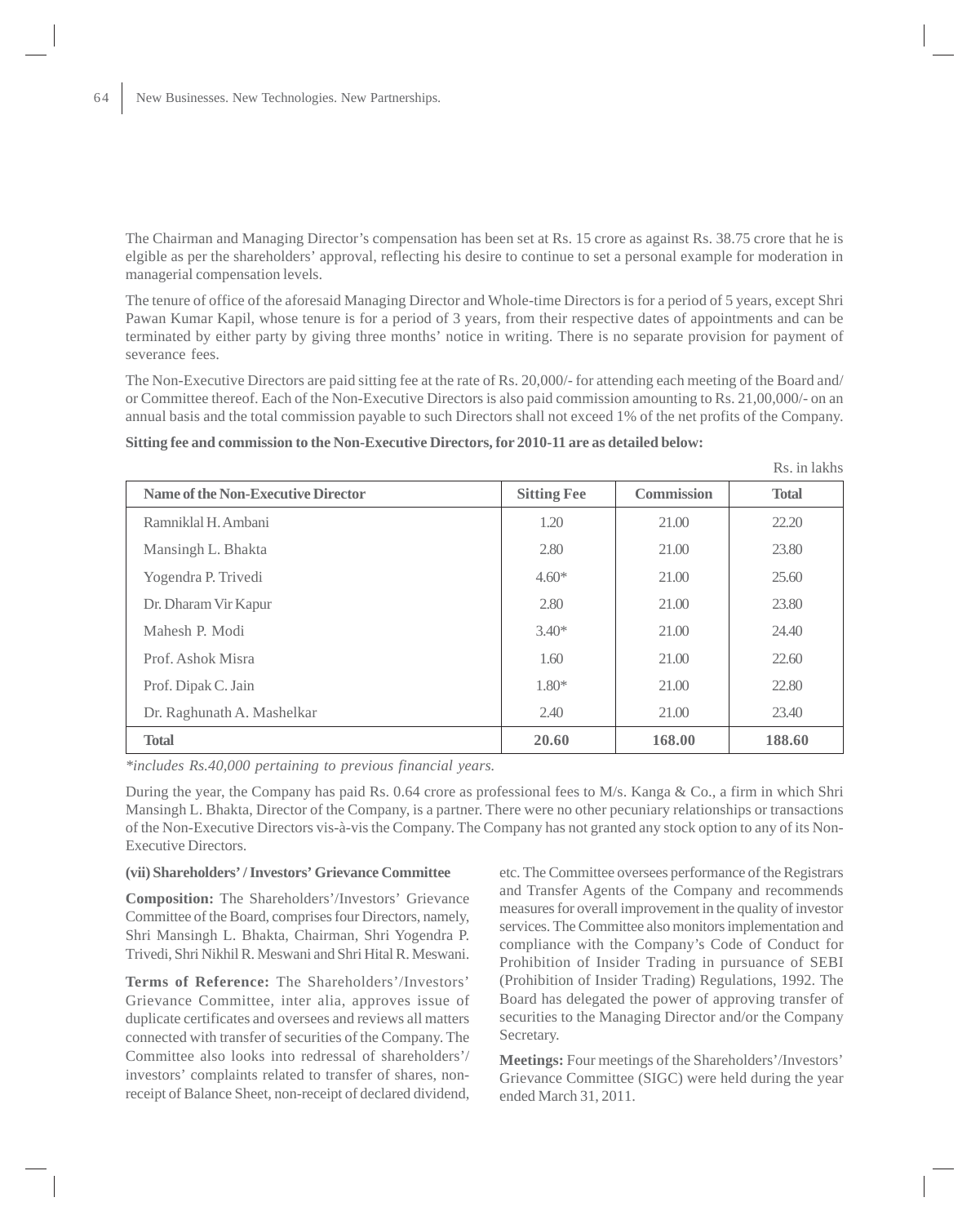The Chairman and Managing Director's compensation has been set at Rs. 15 crore as against Rs. 38.75 crore that he is elgible as per the shareholders' approval, reflecting his desire to continue to set a personal example for moderation in managerial compensation levels.

The tenure of office of the aforesaid Managing Director and Whole-time Directors is for a period of 5 years, except Shri Pawan Kumar Kapil, whose tenure is for a period of 3 years, from their respective dates of appointments and can be terminated by either party by giving three months' notice in writing. There is no separate provision for payment of severance fees.

The Non-Executive Directors are paid sitting fee at the rate of Rs. 20,000/- for attending each meeting of the Board and/ or Committee thereof. Each of the Non-Executive Directors is also paid commission amounting to Rs. 21,00,000/- on an annual basis and the total commission payable to such Directors shall not exceed 1% of the net profits of the Company.

**Sitting fee and commission to the Non-Executive Directors, for 2010-11 are as detailed below:**

Rs. in lakhs

| Name of the Non-Executive Director | Sitting Fee | Commission | Total |
|---|---|---|---|
| Ramniklal H. Ambani | 1.20 | 21.00 | 22.20 |
| Mansingh L. Bhakta | 2.80 | 21.00 | 23.80 |
| Yogendra P. Trivedi | 4.60* | 21.00 | 25.60 |
| Dr. Dharam Vir Kapur | 2.80 | 21.00 | 23.80 |
| Mahesh P. Modi | 3.40* | 21.00 | 24.40 |
| Prof. Ashok Misra | 1.60 | 21.00 | 22.60 |
| Prof. Dipak C. Jain | 1.80* | 21.00 | 22.80 |
| Dr. Raghunath A. Mashelkar | 2.40 | 21.00 | 23.40 |
| **Total** | **20.60** | **168.00** | **188.60** |

*\*includes Rs.40,000 pertaining to previous financial years.*

During the year, the Company has paid Rs. 0.64 crore as professional fees to M/s. Kanga & Co., a firm in which Shri Mansingh L. Bhakta, Director of the Company, is a partner. There were no other pecuniary relationships or transactions of the Non-Executive Directors vis-à-vis the Company. The Company has not granted any stock option to any of its Non-Executive Directors.

**(vii) Shareholders' / Investors' Grievance Committee**

**Composition:** The Shareholders'/Investors' Grievance Committee of the Board, comprises four Directors, namely, Shri Mansingh L. Bhakta, Chairman, Shri Yogendra P. Trivedi, Shri Nikhil R. Meswani and Shri Hital R. Meswani.

**Terms of Reference:** The Shareholders'/Investors' Grievance Committee, inter alia, approves issue of duplicate certificates and oversees and reviews all matters connected with transfer of securities of the Company. The Committee also looks into redressal of shareholders'/ investors' complaints related to transfer of shares, non-receipt of Balance Sheet, non-receipt of declared dividend, etc. The Committee oversees performance of the Registrars and Transfer Agents of the Company and recommends measures for overall improvement in the quality of investor services. The Committee also monitors implementation and compliance with the Company's Code of Conduct for Prohibition of Insider Trading in pursuance of SEBI (Prohibition of Insider Trading) Regulations, 1992. The Board has delegated the power of approving transfer of securities to the Managing Director and/or the Company Secretary.

**Meetings:** Four meetings of the Shareholders'/Investors' Grievance Committee (SIGC) were held during the year ended March 31, 2011.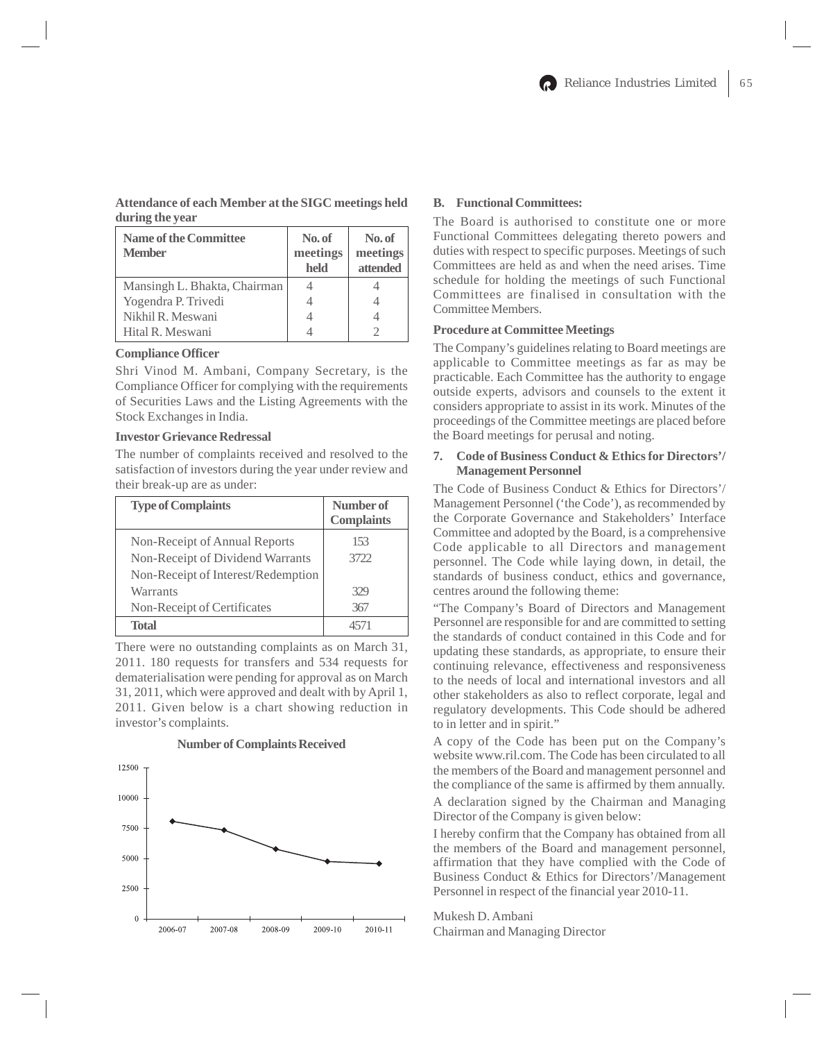**Attendance of each Member at the SIGC meetings held during the year**

| Name of the Committee Member | No. of meetings held | No. of meetings attended |
|---|---|---|
| Mansingh L. Bhakta, Chairman | 4 | 4 |
| Yogendra P. Trivedi | 4 | 4 |
| Nikhil R. Meswani | 4 | 4 |
| Hital R. Meswani | 4 | 2 |

**Compliance Officer**

Shri Vinod M. Ambani, Company Secretary, is the Compliance Officer for complying with the requirements of Securities Laws and the Listing Agreements with the Stock Exchanges in India.

**Investor Grievance Redressal**

The number of complaints received and resolved to the satisfaction of investors during the year under review and their break-up are as under:

| Type of Complaints | Number of Complaints |
|---|---|
| Non-Receipt of Annual Reports | 153 |
| Non-Receipt of Dividend Warrants | 3722 |
| Non-Receipt of Interest/Redemption Warrants | 329 |
| Non-Receipt of Certificates | 367 |
| **Total** | 4571 |

There were no outstanding complaints as on March 31, 2011. 180 requests for transfers and 534 requests for dematerialisation were pending for approval as on March 31, 2011, which were approved and dealt with by April 1, 2011. Given below is a chart showing reduction in investor's complaints.

**Number of Complaints Received**

**B. Functional Committees:**

The Board is authorised to constitute one or more Functional Committees delegating thereto powers and duties with respect to specific purposes. Meetings of such Committees are held as and when the need arises. Time schedule for holding the meetings of such Functional Committees are finalised in consultation with the Committee Members.

**Procedure at Committee Meetings**

The Company's guidelines relating to Board meetings are applicable to Committee meetings as far as may be practicable. Each Committee has the authority to engage outside experts, advisors and counsels to the extent it considers appropriate to assist in its work. Minutes of the proceedings of the Committee meetings are placed before the Board meetings for perusal and noting.

**7. Code of Business Conduct & Ethics for Directors'/ Management Personnel**

The Code of Business Conduct & Ethics for Directors'/ Management Personnel ('the Code'), as recommended by the Corporate Governance and Stakeholders' Interface Committee and adopted by the Board, is a comprehensive Code applicable to all Directors and management personnel. The Code while laying down, in detail, the standards of business conduct, ethics and governance, centres around the following theme:

"The Company's Board of Directors and Management Personnel are responsible for and are committed to setting the standards of conduct contained in this Code and for updating these standards, as appropriate, to ensure their continuing relevance, effectiveness and responsiveness to the needs of local and international investors and all other stakeholders as also to reflect corporate, legal and regulatory developments. This Code should be adhered to in letter and in spirit."

A copy of the Code has been put on the Company's website www.ril.com. The Code has been circulated to all the members of the Board and management personnel and the compliance of the same is affirmed by them annually.

A declaration signed by the Chairman and Managing Director of the Company is given below:

I hereby confirm that the Company has obtained from all the members of the Board and management personnel, affirmation that they have complied with the Code of Business Conduct & Ethics for Directors'/Management Personnel in respect of the financial year 2010-11.

Mukesh D. Ambani
Chairman and Managing Director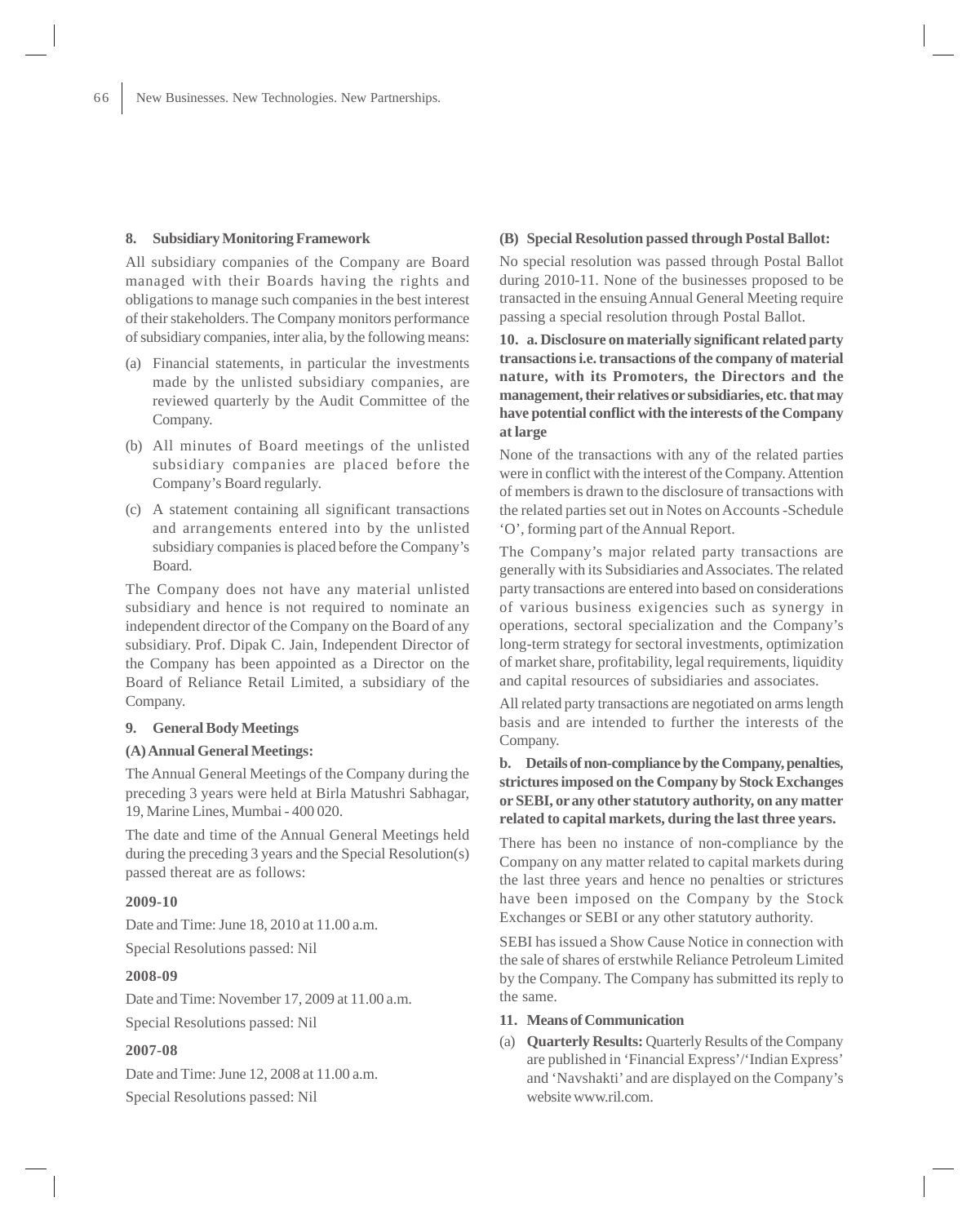### 8. Subsidiary Monitoring Framework

All subsidiary companies of the Company are Board managed with their Boards having the rights and obligations to manage such companies in the best interest of their stakeholders. The Company monitors performance of subsidiary companies, inter alia, by the following means:

(a) Financial statements, in particular the investments made by the unlisted subsidiary companies, are reviewed quarterly by the Audit Committee of the Company.

(b) All minutes of Board meetings of the unlisted subsidiary companies are placed before the Company's Board regularly.

(c) A statement containing all significant transactions and arrangements entered into by the unlisted subsidiary companies is placed before the Company's Board.

The Company does not have any material unlisted subsidiary and hence is not required to nominate an independent director of the Company on the Board of any subsidiary. Prof. Dipak C. Jain, Independent Director of the Company has been appointed as a Director on the Board of Reliance Retail Limited, a subsidiary of the Company.

### 9. General Body Meetings

**(A) Annual General Meetings:**

The Annual General Meetings of the Company during the preceding 3 years were held at Birla Matushri Sabhagar, 19, Marine Lines, Mumbai - 400 020.

The date and time of the Annual General Meetings held during the preceding 3 years and the Special Resolution(s) passed thereat are as follows:

**2009-10**

Date and Time: June 18, 2010 at 11.00 a.m.

Special Resolutions passed: Nil

**2008-09**

Date and Time: November 17, 2009 at 11.00 a.m.

Special Resolutions passed: Nil

**2007-08**

Date and Time: June 12, 2008 at 11.00 a.m.

Special Resolutions passed: Nil

**(B) Special Resolution passed through Postal Ballot:**

No special resolution was passed through Postal Ballot during 2010-11. None of the businesses proposed to be transacted in the ensuing Annual General Meeting require passing a special resolution through Postal Ballot.

**10. a. Disclosure on materially significant related party transactions i.e. transactions of the company of material nature, with its Promoters, the Directors and the management, their relatives or subsidiaries, etc. that may have potential conflict with the interests of the Company at large**

None of the transactions with any of the related parties were in conflict with the interest of the Company. Attention of members is drawn to the disclosure of transactions with the related parties set out in Notes on Accounts -Schedule 'O', forming part of the Annual Report.

The Company's major related party transactions are generally with its Subsidiaries and Associates. The related party transactions are entered into based on considerations of various business exigencies such as synergy in operations, sectoral specialization and the Company's long-term strategy for sectoral investments, optimization of market share, profitability, legal requirements, liquidity and capital resources of subsidiaries and associates.

All related party transactions are negotiated on arms length basis and are intended to further the interests of the Company.

**b. Details of non-compliance by the Company, penalties, strictures imposed on the Company by Stock Exchanges or SEBI, or any other statutory authority, on any matter related to capital markets, during the last three years.**

There has been no instance of non-compliance by the Company on any matter related to capital markets during the last three years and hence no penalties or strictures have been imposed on the Company by the Stock Exchanges or SEBI or any other statutory authority.

SEBI has issued a Show Cause Notice in connection with the sale of shares of erstwhile Reliance Petroleum Limited by the Company. The Company has submitted its reply to the same.

### 11. Means of Communication

(a) **Quarterly Results:** Quarterly Results of the Company are published in 'Financial Express'/'Indian Express' and 'Navshakti' and are displayed on the Company's website www.ril.com.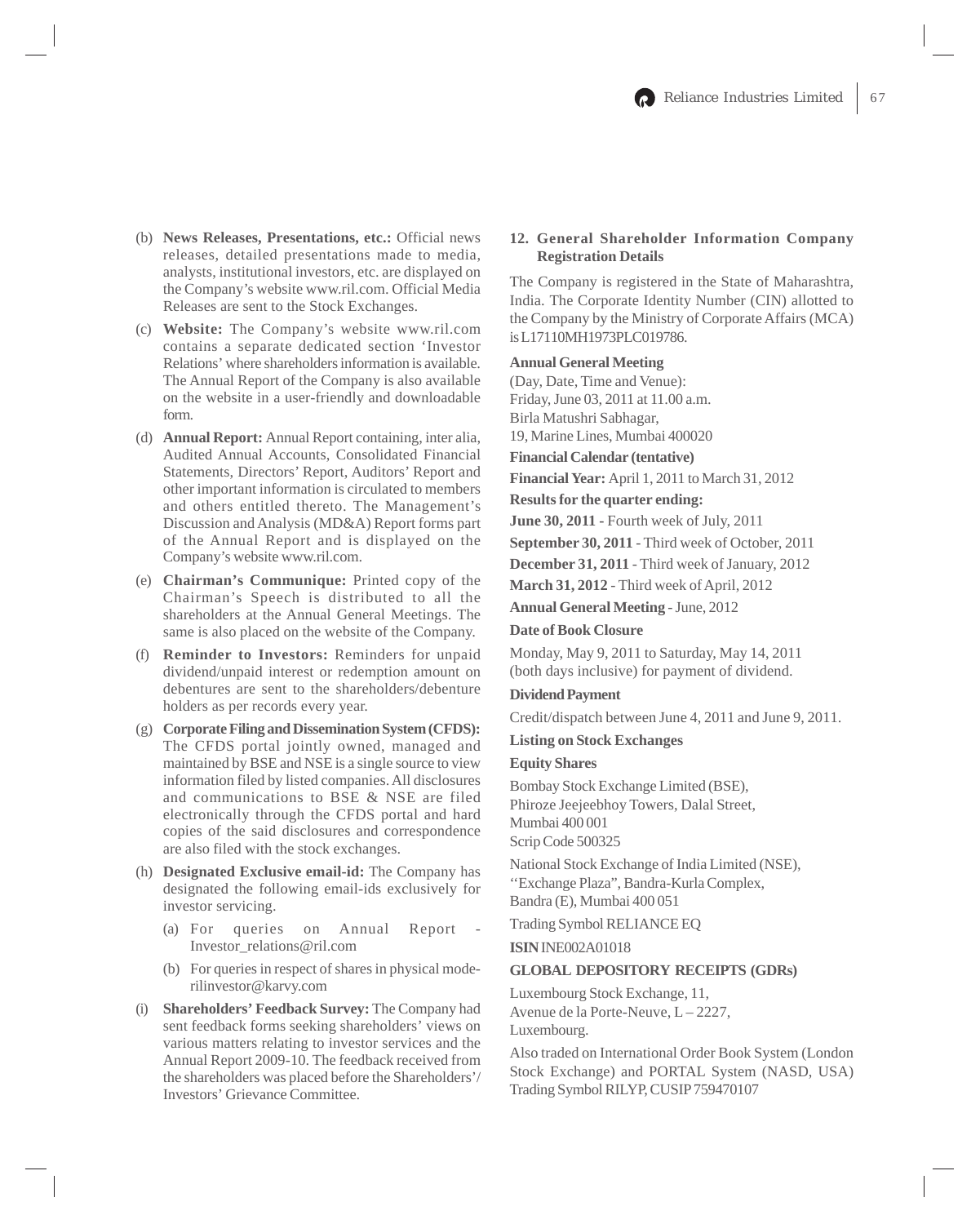(b) **News Releases, Presentations, etc.:** Official news releases, detailed presentations made to media, analysts, institutional investors, etc. are displayed on the Company's website www.ril.com. Official Media Releases are sent to the Stock Exchanges.

(c) **Website:** The Company's website www.ril.com contains a separate dedicated section 'Investor Relations' where shareholders information is available. The Annual Report of the Company is also available on the website in a user-friendly and downloadable form.

(d) **Annual Report:** Annual Report containing, inter alia, Audited Annual Accounts, Consolidated Financial Statements, Directors' Report, Auditors' Report and other important information is circulated to members and others entitled thereto. The Management's Discussion and Analysis (MD&A) Report forms part of the Annual Report and is displayed on the Company's website www.ril.com.

(e) **Chairman's Communique:** Printed copy of the Chairman's Speech is distributed to all the shareholders at the Annual General Meetings. The same is also placed on the website of the Company.

(f) **Reminder to Investors:** Reminders for unpaid dividend/unpaid interest or redemption amount on debentures are sent to the shareholders/debenture holders as per records every year.

(g) **Corporate Filing and Dissemination System (CFDS):** The CFDS portal jointly owned, managed and maintained by BSE and NSE is a single source to view information filed by listed companies. All disclosures and communications to BSE & NSE are filed electronically through the CFDS portal and hard copies of the said disclosures and correspondence are also filed with the stock exchanges.

(h) **Designated Exclusive email-id:** The Company has designated the following email-ids exclusively for investor servicing.

   (a) For queries on Annual Report - Investor_relations@ril.com

   (b) For queries in respect of shares in physical mode- rilinvestor@karvy.com

(i) **Shareholders' Feedback Survey:** The Company had sent feedback forms seeking shareholders' views on various matters relating to investor services and the Annual Report 2009-10. The feedback received from the shareholders was placed before the Shareholders'/ Investors' Grievance Committee.

## 12. General Shareholder Information Company Registration Details

The Company is registered in the State of Maharashtra, India. The Corporate Identity Number (CIN) allotted to the Company by the Ministry of Corporate Affairs (MCA) is L17110MH1973PLC019786.

**Annual General Meeting**

(Day, Date, Time and Venue):
Friday, June 03, 2011 at 11.00 a.m.
Birla Matushri Sabhagar,
19, Marine Lines, Mumbai 400020

**Financial Calendar (tentative)**

**Financial Year:** April 1, 2011 to March 31, 2012

**Results for the quarter ending:**

**June 30, 2011** - Fourth week of July, 2011

**September 30, 2011** - Third week of October, 2011

**December 31, 2011** - Third week of January, 2012

**March 31, 2012** - Third week of April, 2012

**Annual General Meeting** - June, 2012

**Date of Book Closure**

Monday, May 9, 2011 to Saturday, May 14, 2011 (both days inclusive) for payment of dividend.

**Dividend Payment**

Credit/dispatch between June 4, 2011 and June 9, 2011.

**Listing on Stock Exchanges**

**Equity Shares**

Bombay Stock Exchange Limited (BSE),
Phiroze Jeejeebhoy Towers, Dalal Street,
Mumbai 400 001
Scrip Code 500325

National Stock Exchange of India Limited (NSE),
''Exchange Plaza", Bandra-Kurla Complex,
Bandra (E), Mumbai 400 051

Trading Symbol RELIANCE EQ

**ISIN** INE002A01018

**GLOBAL DEPOSITORY RECEIPTS (GDRs)**

Luxembourg Stock Exchange, 11,
Avenue de la Porte-Neuve, L – 2227,
Luxembourg.

Also traded on International Order Book System (London Stock Exchange) and PORTAL System (NASD, USA) Trading Symbol RILYP, CUSIP 759470107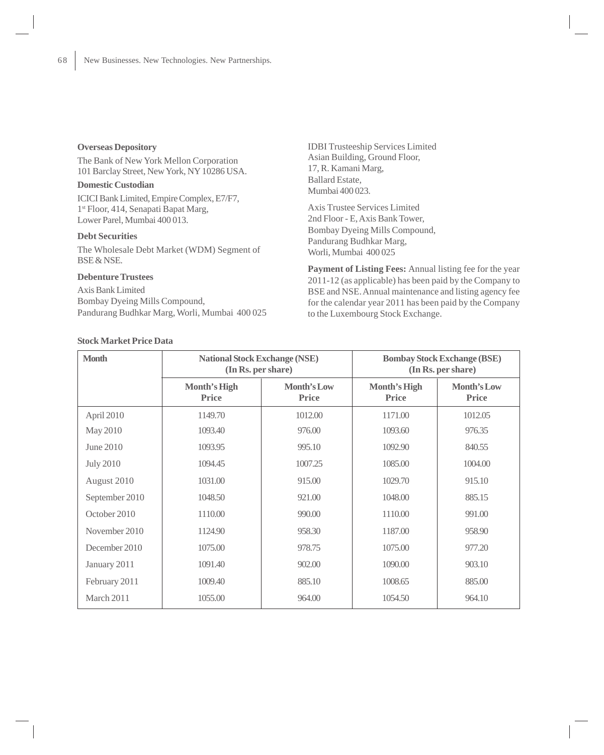**Overseas Depository**

The Bank of New York Mellon Corporation
101 Barclay Street, New York, NY 10286 USA.

**Domestic Custodian**

ICICI Bank Limited, Empire Complex, E7/F7,
1st Floor, 414, Senapati Bapat Marg,
Lower Parel, Mumbai 400 013.

**Debt Securities**

The Wholesale Debt Market (WDM) Segment of BSE & NSE.

**Debenture Trustees**

Axis Bank Limited
Bombay Dyeing Mills Compound,
Pandurang Budhkar Marg, Worli, Mumbai 400 025

IDBI Trusteeship Services Limited
Asian Building, Ground Floor,
17, R. Kamani Marg,
Ballard Estate,
Mumbai 400 023.

Axis Trustee Services Limited
2nd Floor - E, Axis Bank Tower,
Bombay Dyeing Mills Compound,
Pandurang Budhkar Marg,
Worli, Mumbai 400 025

**Payment of Listing Fees:** Annual listing fee for the year 2011-12 (as applicable) has been paid by the Company to BSE and NSE. Annual maintenance and listing agency fee for the calendar year 2011 has been paid by the Company to the Luxembourg Stock Exchange.

**Stock Market Price Data**

| Month | National Stock Exchange (NSE) (In Rs. per share) | | Bombay Stock Exchange (BSE) (In Rs. per share) | |
|---|---|---|---|---|
| | Month's High Price | Month's Low Price | Month's High Price | Month's Low Price |
| April 2010 | 1149.70 | 1012.00 | 1171.00 | 1012.05 |
| May 2010 | 1093.40 | 976.00 | 1093.60 | 976.35 |
| June 2010 | 1093.95 | 995.10 | 1092.90 | 840.55 |
| July 2010 | 1094.45 | 1007.25 | 1085.00 | 1004.00 |
| August 2010 | 1031.00 | 915.00 | 1029.70 | 915.10 |
| September 2010 | 1048.50 | 921.00 | 1048.00 | 885.15 |
| October 2010 | 1110.00 | 990.00 | 1110.00 | 991.00 |
| November 2010 | 1124.90 | 958.30 | 1187.00 | 958.90 |
| December 2010 | 1075.00 | 978.75 | 1075.00 | 977.20 |
| January 2011 | 1091.40 | 902.00 | 1090.00 | 903.10 |
| February 2011 | 1009.40 | 885.10 | 1008.65 | 885.00 |
| March 2011 | 1055.00 | 964.00 | 1054.50 | 964.10 |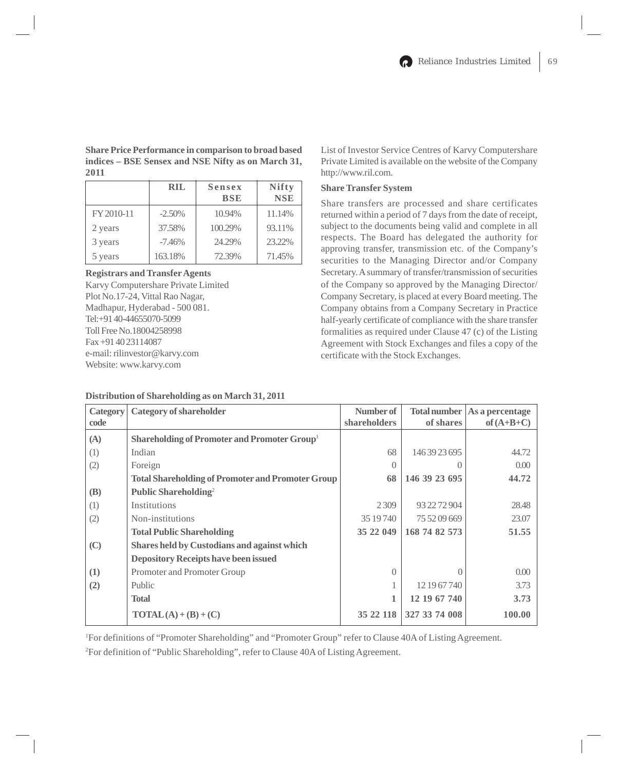**Share Price Performance in comparison to broad based indices – BSE Sensex and NSE Nifty as on March 31, 2011**

| | RIL | Sensex BSE | Nifty NSE |
|---|---|---|---|
| FY 2010-11 | -2.50% | 10.94% | 11.14% |
| 2 years | 37.58% | 100.29% | 93.11% |
| 3 years | -7.46% | 24.29% | 23.22% |
| 5 years | 163.18% | 72.39% | 71.45% |

**Registrars and Transfer Agents**

Karvy Computershare Private Limited
Plot No.17-24, Vittal Rao Nagar,
Madhapur, Hyderabad - 500 081.
Tel:+91 40-44655070-5099
Toll Free No.18004258998
Fax +91 40 23114087
e-mail: rilinvestor@karvy.com
Website: www.karvy.com

List of Investor Service Centres of Karvy Computershare Private Limited is available on the website of the Company http://www.ril.com.

**Share Transfer System**

Share transfers are processed and share certificates returned within a period of 7 days from the date of receipt, subject to the documents being valid and complete in all respects. The Board has delegated the authority for approving transfer, transmission etc. of the Company's securities to the Managing Director and/or Company Secretary. A summary of transfer/transmission of securities of the Company so approved by the Managing Director/ Company Secretary, is placed at every Board meeting. The Company obtains from a Company Secretary in Practice half-yearly certificate of compliance with the share transfer formalities as required under Clause 47 (c) of the Listing Agreement with Stock Exchanges and files a copy of the certificate with the Stock Exchanges.

**Distribution of Shareholding as on March 31, 2011**

| Category code | Category of shareholder | Number of shareholders | Total number of shares | As a percentage of (A+B+C) |
|---|---|---|---|---|
| **(A)** | **Shareholding of Promoter and Promoter Group**[1] | | | |
| (1) | Indian | 68 | 146 39 23 695 | 44.72 |
| (2) | Foreign | 0 | 0 | 0.00 |
| | **Total Shareholding of Promoter and Promoter Group** | **68** | **146 39 23 695** | **44.72** |
| **(B)** | **Public Shareholding**[2] | | | |
| (1) | Institutions | 2 309 | 93 22 72 904 | 28.48 |
| (2) | Non-institutions | 35 19 740 | 75 52 09 669 | 23.07 |
| | **Total Public Shareholding** | **35 22 049** | **168 74 82 573** | **51.55** |
| **(C)** | **Shares held by Custodians and against which Depository Receipts have been issued** | | | |
| **(1)** | Promoter and Promoter Group | 0 | 0 | 0.00 |
| **(2)** | Public | 1 | 12 19 67 740 | 3.73 |
| | **Total** | **1** | **12 19 67 740** | **3.73** |
| | **TOTAL (A) + (B) + (C)** | **35 22 118** | **327 33 74 008** | **100.00** |

[1]For definitions of "Promoter Shareholding" and "Promoter Group" refer to Clause 40A of Listing Agreement.

[2]For definition of "Public Shareholding", refer to Clause 40A of Listing Agreement.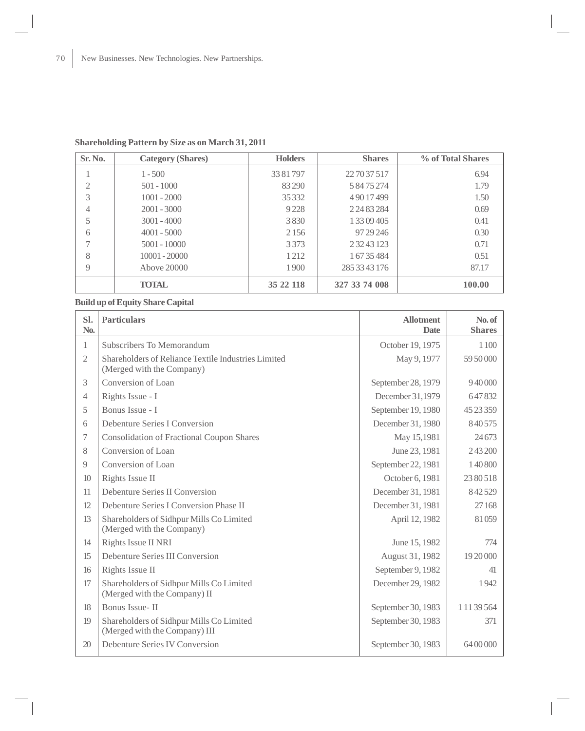**Shareholding Pattern by Size as on March 31, 2011**

| Sr. No. | Category (Shares) | Holders | Shares | % of Total Shares |
|---|---|---|---|---|
| 1 | 1 - 500 | 33 81 797 | 22 70 37 517 | 6.94 |
| 2 | 501 - 1000 | 83 290 | 5 84 75 274 | 1.79 |
| 3 | 1001 - 2000 | 35 332 | 4 90 17 499 | 1.50 |
| 4 | 2001 - 3000 | 9 228 | 2 24 83 284 | 0.69 |
| 5 | 3001 - 4000 | 3 830 | 1 33 09 405 | 0.41 |
| 6 | 4001 - 5000 | 2 156 | 97 29 246 | 0.30 |
| 7 | 5001 - 10000 | 3 373 | 2 32 43 123 | 0.71 |
| 8 | 10001 - 20000 | 1 212 | 1 67 35 484 | 0.51 |
| 9 | Above 20000 | 1 900 | 285 33 43 176 | 87.17 |
| | **TOTAL** | **35 22 118** | **327 33 74 008** | **100.00** |

**Build up of Equity Share Capital**

| Sl. No. | Particulars | Allotment Date | No. of Shares |
|---|---|---|---|
| 1 | Subscribers To Memorandum | October 19, 1975 | 1 100 |
| 2 | Shareholders of Reliance Textile Industries Limited (Merged with the Company) | May 9, 1977 | 59 50 000 |
| 3 | Conversion of Loan | September 28, 1979 | 9 40 000 |
| 4 | Rights Issue - I | December 31,1979 | 6 47 832 |
| 5 | Bonus Issue - I | September 19, 1980 | 45 23 359 |
| 6 | Debenture Series I Conversion | December 31, 1980 | 8 40 575 |
| 7 | Consolidation of Fractional Coupon Shares | May 15,1981 | 24 673 |
| 8 | Conversion of Loan | June 23, 1981 | 2 43 200 |
| 9 | Conversion of Loan | September 22, 1981 | 1 40 800 |
| 10 | Rights Issue II | October 6, 1981 | 23 80 518 |
| 11 | Debenture Series II Conversion | December 31, 1981 | 8 42 529 |
| 12 | Debenture Series I Conversion Phase II | December 31, 1981 | 27 168 |
| 13 | Shareholders of Sidhpur Mills Co Limited (Merged with the Company) | April 12, 1982 | 81 059 |
| 14 | Rights Issue II NRI | June 15, 1982 | 774 |
| 15 | Debenture Series III Conversion | August 31, 1982 | 19 20 000 |
| 16 | Rights Issue II | September 9, 1982 | 41 |
| 17 | Shareholders of Sidhpur Mills Co Limited (Merged with the Company) II | December 29, 1982 | 1 942 |
| 18 | Bonus Issue- II | September 30, 1983 | 1 11 39 564 |
| 19 | Shareholders of Sidhpur Mills Co Limited (Merged with the Company) III | September 30, 1983 | 371 |
| 20 | Debenture Series IV Conversion | September 30, 1983 | 64 00 000 |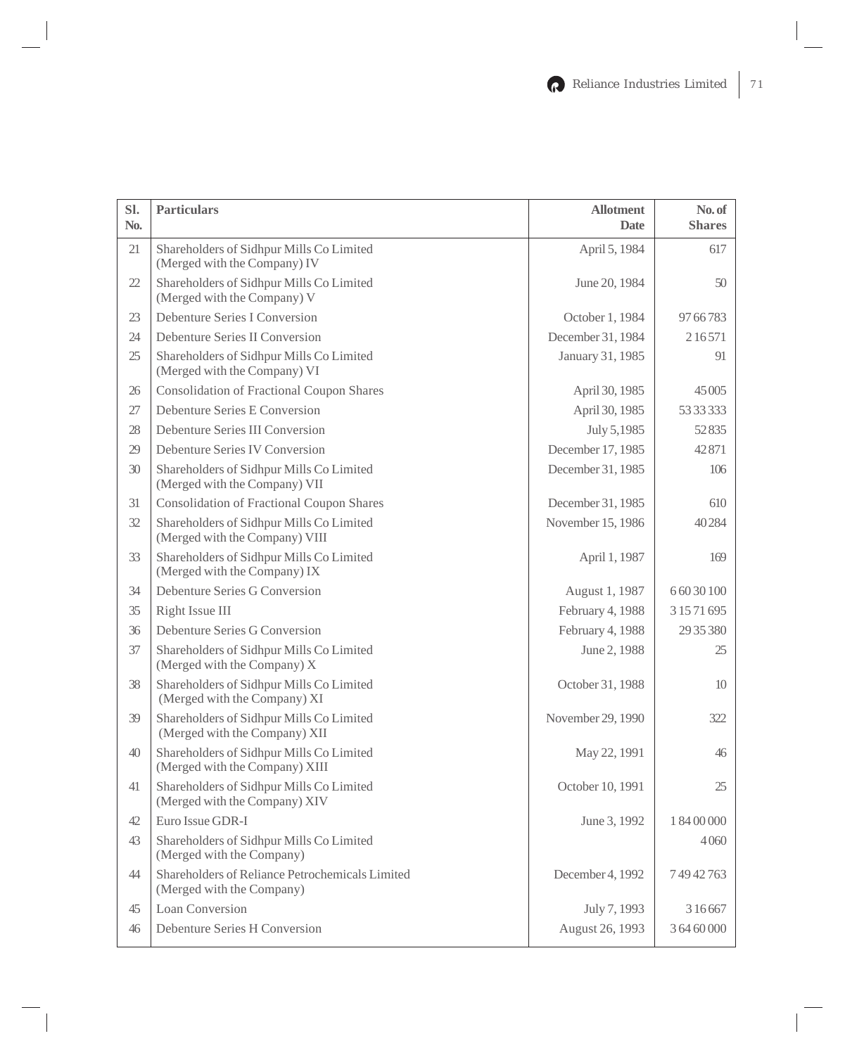| Sl. No. | Particulars | Allotment Date | No. of Shares |
|---|---|---|---|
| 21 | Shareholders of Sidhpur Mills Co Limited (Merged with the Company) IV | April 5, 1984 | 617 |
| 22 | Shareholders of Sidhpur Mills Co Limited (Merged with the Company) V | June 20, 1984 | 50 |
| 23 | Debenture Series I Conversion | October 1, 1984 | 97 66 783 |
| 24 | Debenture Series II Conversion | December 31, 1984 | 2 16 571 |
| 25 | Shareholders of Sidhpur Mills Co Limited (Merged with the Company) VI | January 31, 1985 | 91 |
| 26 | Consolidation of Fractional Coupon Shares | April 30, 1985 | 45 005 |
| 27 | Debenture Series E Conversion | April 30, 1985 | 53 33 333 |
| 28 | Debenture Series III Conversion | July 5,1985 | 52 835 |
| 29 | Debenture Series IV Conversion | December 17, 1985 | 42 871 |
| 30 | Shareholders of Sidhpur Mills Co Limited (Merged with the Company) VII | December 31, 1985 | 106 |
| 31 | Consolidation of Fractional Coupon Shares | December 31, 1985 | 610 |
| 32 | Shareholders of Sidhpur Mills Co Limited (Merged with the Company) VIII | November 15, 1986 | 40 284 |
| 33 | Shareholders of Sidhpur Mills Co Limited (Merged with the Company) IX | April 1, 1987 | 169 |
| 34 | Debenture Series G Conversion | August 1, 1987 | 6 60 30 100 |
| 35 | Right Issue III | February 4, 1988 | 3 15 71 695 |
| 36 | Debenture Series G Conversion | February 4, 1988 | 29 35 380 |
| 37 | Shareholders of Sidhpur Mills Co Limited (Merged with the Company) X | June 2, 1988 | 25 |
| 38 | Shareholders of Sidhpur Mills Co Limited (Merged with the Company) XI | October 31, 1988 | 10 |
| 39 | Shareholders of Sidhpur Mills Co Limited (Merged with the Company) XII | November 29, 1990 | 322 |
| 40 | Shareholders of Sidhpur Mills Co Limited (Merged with the Company) XIII | May 22, 1991 | 46 |
| 41 | Shareholders of Sidhpur Mills Co Limited (Merged with the Company) XIV | October 10, 1991 | 25 |
| 42 | Euro Issue GDR-I | June 3, 1992 | 1 84 00 000 |
| 43 | Shareholders of Sidhpur Mills Co Limited (Merged with the Company) | | 4 060 |
| 44 | Shareholders of Reliance Petrochemicals Limited (Merged with the Company) | December 4, 1992 | 7 49 42 763 |
| 45 | Loan Conversion | July 7, 1993 | 3 16 667 |
| 46 | Debenture Series H Conversion | August 26, 1993 | 3 64 60 000 |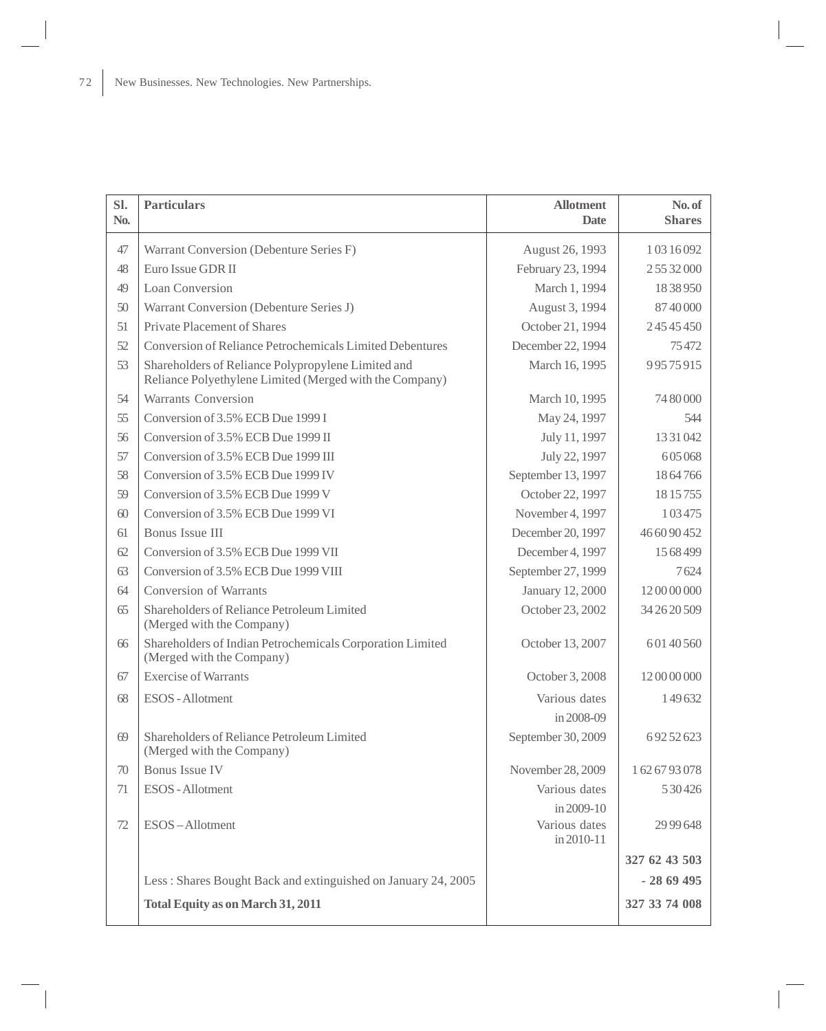| Sl. No. | Particulars | Allotment Date | No. of Shares |
|---|---|---|---|
| 47 | Warrant Conversion (Debenture Series F) | August 26, 1993 | 1 03 16 092 |
| 48 | Euro Issue GDR II | February 23, 1994 | 2 55 32 000 |
| 49 | Loan Conversion | March 1, 1994 | 18 38 950 |
| 50 | Warrant Conversion (Debenture Series J) | August 3, 1994 | 87 40 000 |
| 51 | Private Placement of Shares | October 21, 1994 | 2 45 45 450 |
| 52 | Conversion of Reliance Petrochemicals Limited Debentures | December 22, 1994 | 75 472 |
| 53 | Shareholders of Reliance Polypropylene Limited and Reliance Polyethylene Limited (Merged with the Company) | March 16, 1995 | 9 95 75 915 |
| 54 | Warrants Conversion | March 10, 1995 | 74 80 000 |
| 55 | Conversion of 3.5% ECB Due 1999 I | May 24, 1997 | 544 |
| 56 | Conversion of 3.5% ECB Due 1999 II | July 11, 1997 | 13 31 042 |
| 57 | Conversion of 3.5% ECB Due 1999 III | July 22, 1997 | 6 05 068 |
| 58 | Conversion of 3.5% ECB Due 1999 IV | September 13, 1997 | 18 64 766 |
| 59 | Conversion of 3.5% ECB Due 1999 V | October 22, 1997 | 18 15 755 |
| 60 | Conversion of 3.5% ECB Due 1999 VI | November 4, 1997 | 1 03 475 |
| 61 | Bonus Issue III | December 20, 1997 | 46 60 90 452 |
| 62 | Conversion of 3.5% ECB Due 1999 VII | December 4, 1997 | 15 68 499 |
| 63 | Conversion of 3.5% ECB Due 1999 VIII | September 27, 1999 | 7 624 |
| 64 | Conversion of Warrants | January 12, 2000 | 12 00 00 000 |
| 65 | Shareholders of Reliance Petroleum Limited (Merged with the Company) | October 23, 2002 | 34 26 20 509 |
| 66 | Shareholders of Indian Petrochemicals Corporation Limited (Merged with the Company) | October 13, 2007 | 6 01 40 560 |
| 67 | Exercise of Warrants | October 3, 2008 | 12 00 00 000 |
| 68 | ESOS - Allotment | Various dates in 2008-09 | 1 49 632 |
| 69 | Shareholders of Reliance Petroleum Limited (Merged with the Company) | September 30, 2009 | 6 92 52 623 |
| 70 | Bonus Issue IV | November 28, 2009 | 1 62 67 93 078 |
| 71 | ESOS - Allotment | Various dates in 2009-10 | 5 30 426 |
| 72 | ESOS – Allotment | Various dates in 2010-11 | 29 99 648 |
| | | | **327 62 43 503** |
| | Less : Shares Bought Back and extinguished on January 24, 2005 | | **- 28 69 495** |
| | **Total Equity as on March 31, 2011** | | **327 33 74 008** |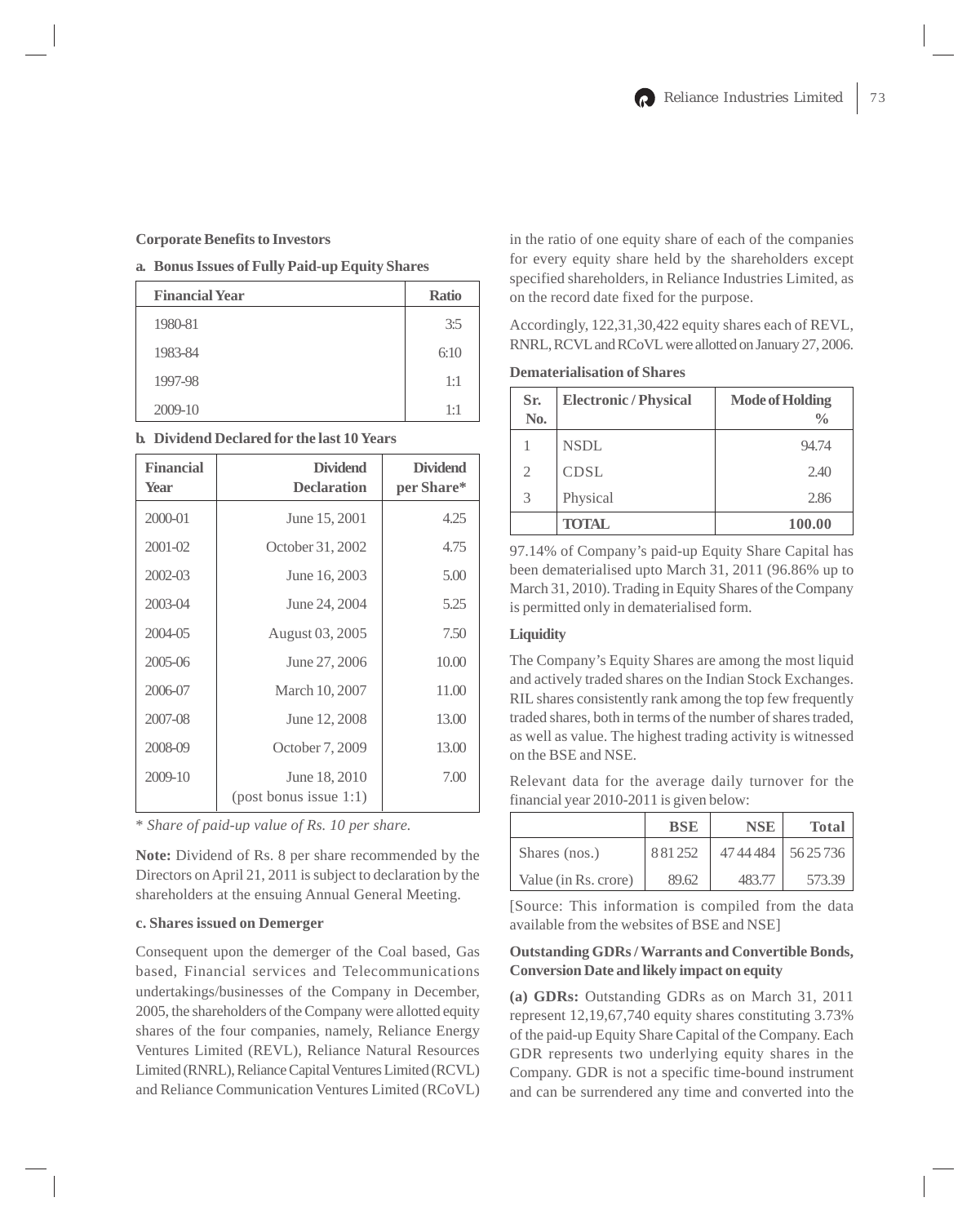**Corporate Benefits to Investors**

**a. Bonus Issues of Fully Paid-up Equity Shares**

| Financial Year | Ratio |
|---|---|
| 1980-81 | 3:5 |
| 1983-84 | 6:10 |
| 1997-98 | 1:1 |
| 2009-10 | 1:1 |

**b. Dividend Declared for the last 10 Years**

| Financial Year | Dividend Declaration | Dividend per Share* |
|---|---|---|
| 2000-01 | June 15, 2001 | 4.25 |
| 2001-02 | October 31, 2002 | 4.75 |
| 2002-03 | June 16, 2003 | 5.00 |
| 2003-04 | June 24, 2004 | 5.25 |
| 2004-05 | August 03, 2005 | 7.50 |
| 2005-06 | June 27, 2006 | 10.00 |
| 2006-07 | March 10, 2007 | 11.00 |
| 2007-08 | June 12, 2008 | 13.00 |
| 2008-09 | October 7, 2009 | 13.00 |
| 2009-10 | June 18, 2010 (post bonus issue 1:1) | 7.00 |

\* *Share of paid-up value of Rs. 10 per share.*

**Note:** Dividend of Rs. 8 per share recommended by the Directors on April 21, 2011 is subject to declaration by the shareholders at the ensuing Annual General Meeting.

**c. Shares issued on Demerger**

Consequent upon the demerger of the Coal based, Gas based, Financial services and Telecommunications undertakings/businesses of the Company in December, 2005, the shareholders of the Company were allotted equity shares of the four companies, namely, Reliance Energy Ventures Limited (REVL), Reliance Natural Resources Limited (RNRL), Reliance Capital Ventures Limited (RCVL) and Reliance Communication Ventures Limited (RCoVL) in the ratio of one equity share of each of the companies for every equity share held by the shareholders except specified shareholders, in Reliance Industries Limited, as on the record date fixed for the purpose.

Accordingly, 122,31,30,422 equity shares each of REVL, RNRL, RCVL and RCoVL were allotted on January 27, 2006.

**Dematerialisation of Shares**

| Sr. No. | Electronic / Physical | Mode of Holding % |
|---|---|---|
| 1 | NSDL | 94.74 |
| 2 | CDSL | 2.40 |
| 3 | Physical | 2.86 |
| | **TOTAL** | **100.00** |

97.14% of Company's paid-up Equity Share Capital has been dematerialised upto March 31, 2011 (96.86% up to March 31, 2010). Trading in Equity Shares of the Company is permitted only in dematerialised form.

**Liquidity**

The Company's Equity Shares are among the most liquid and actively traded shares on the Indian Stock Exchanges. RIL shares consistently rank among the top few frequently traded shares, both in terms of the number of shares traded, as well as value. The highest trading activity is witnessed on the BSE and NSE.

Relevant data for the average daily turnover for the financial year 2010-2011 is given below:

| | BSE | NSE | Total |
|---|---|---|---|
| Shares (nos.) | 8 81 252 | 47 44 484 | 56 25 736 |
| Value (in Rs. crore) | 89.62 | 483.77 | 573.39 |

[Source: This information is compiled from the data available from the websites of BSE and NSE]

**Outstanding GDRs / Warrants and Convertible Bonds, Conversion Date and likely impact on equity**

**(a) GDRs:** Outstanding GDRs as on March 31, 2011 represent 12,19,67,740 equity shares constituting 3.73% of the paid-up Equity Share Capital of the Company. Each GDR represents two underlying equity shares in the Company. GDR is not a specific time-bound instrument and can be surrendered any time and converted into the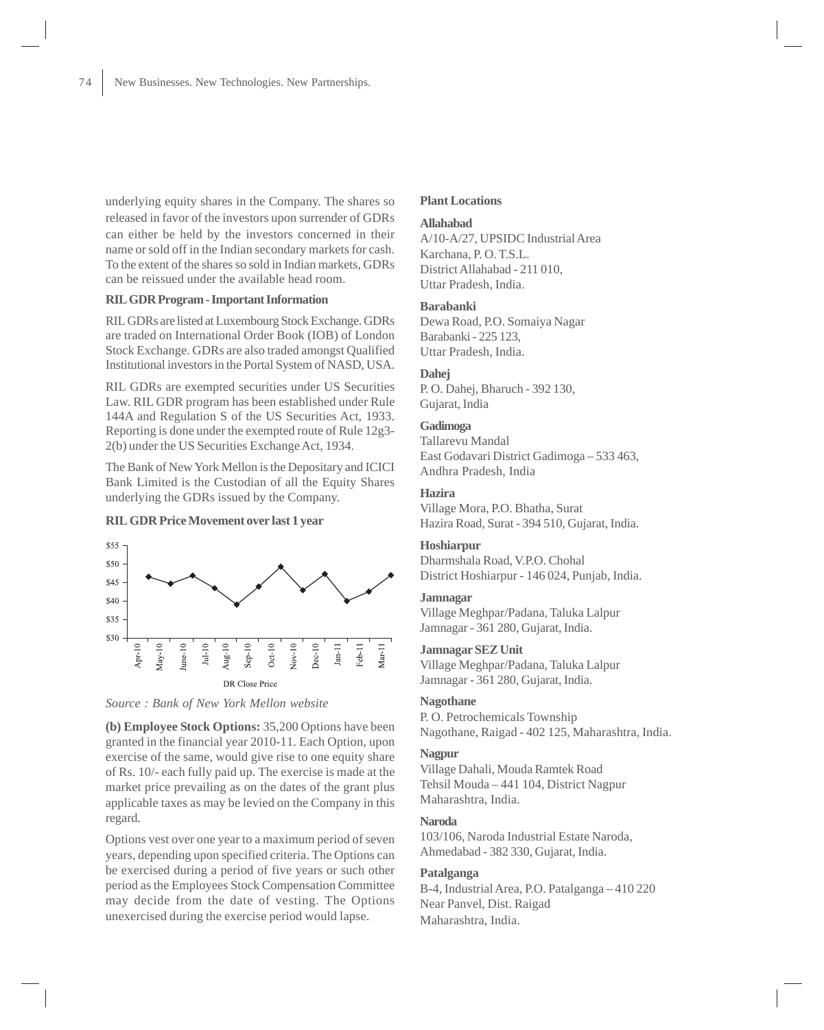underlying equity shares in the Company. The shares so released in favor of the investors upon surrender of GDRs can either be held by the investors concerned in their name or sold off in the Indian secondary markets for cash. To the extent of the shares so sold in Indian markets, GDRs can be reissued under the available head room.

**RIL GDR Program - Important Information**

RIL GDRs are listed at Luxembourg Stock Exchange. GDRs are traded on International Order Book (IOB) of London Stock Exchange. GDRs are also traded amongst Qualified Institutional investors in the Portal System of NASD, USA.

RIL GDRs are exempted securities under US Securities Law. RIL GDR program has been established under Rule 144A and Regulation S of the US Securities Act, 1933. Reporting is done under the exempted route of Rule 12g3-2(b) under the US Securities Exchange Act, 1934.

The Bank of New York Mellon is the Depositary and ICICI Bank Limited is the Custodian of all the Equity Shares underlying the GDRs issued by the Company.

**RIL GDR Price Movement over last 1 year**

DR Close Price

*Source : Bank of New York Mellon website*

**(b) Employee Stock Options:** 35,200 Options have been granted in the financial year 2010-11. Each Option, upon exercise of the same, would give rise to one equity share of Rs. 10/- each fully paid up. The exercise is made at the market price prevailing as on the dates of the grant plus applicable taxes as may be levied on the Company in this regard.

Options vest over one year to a maximum period of seven years, depending upon specified criteria. The Options can be exercised during a period of five years or such other period as the Employees Stock Compensation Committee may decide from the date of vesting. The Options unexercised during the exercise period would lapse.

**Plant Locations**

**Allahabad**
A/10-A/27, UPSIDC Industrial Area
Karchana, P. O. T.S.L.
District Allahabad - 211 010,
Uttar Pradesh, India.

**Barabanki**
Dewa Road, P.O. Somaiya Nagar
Barabanki - 225 123,
Uttar Pradesh, India.

**Dahej**
P. O. Dahej, Bharuch - 392 130,
Gujarat, India

**Gadimoga**
Tallarevu Mandal
East Godavari District Gadimoga – 533 463,
Andhra Pradesh, India

**Hazira**
Village Mora, P.O. Bhatha, Surat
Hazira Road, Surat - 394 510, Gujarat, India.

**Hoshiarpur**
Dharmshala Road, V.P.O. Chohal
District Hoshiarpur - 146 024, Punjab, India.

**Jamnagar**
Village Meghpar/Padana, Taluka Lalpur
Jamnagar - 361 280, Gujarat, India.

**Jamnagar SEZ Unit**
Village Meghpar/Padana, Taluka Lalpur
Jamnagar - 361 280, Gujarat, India.

**Nagothane**
P. O. Petrochemicals Township
Nagothane, Raigad - 402 125, Maharashtra, India.

**Nagpur**
Village Dahali, Mouda Ramtek Road
Tehsil Mouda – 441 104, District Nagpur
Maharashtra, India.

**Naroda**
103/106, Naroda Industrial Estate Naroda,
Ahmedabad - 382 330, Gujarat, India.

**Patalganga**
B-4, Industrial Area, P.O. Patalganga – 410 220
Near Panvel, Dist. Raigad
Maharashtra, India.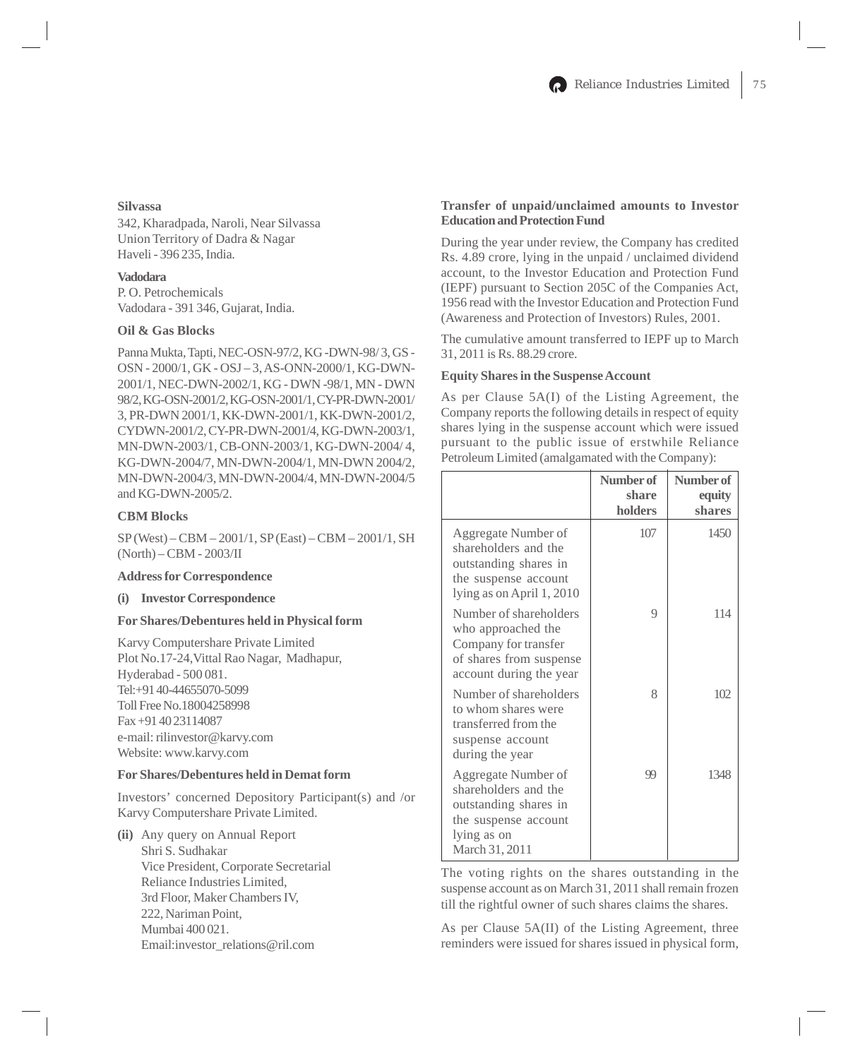**Silvassa**

342, Kharadpada, Naroli, Near Silvassa
Union Territory of Dadra & Nagar
Haveli - 396 235, India.

**Vadodara**

P. O. Petrochemicals
Vadodara - 391 346, Gujarat, India.

**Oil & Gas Blocks**

Panna Mukta, Tapti, NEC-OSN-97/2, KG -DWN-98/ 3, GS - OSN - 2000/1, GK - OSJ – 3, AS-ONN-2000/1, KG-DWN-2001/1, NEC-DWN-2002/1, KG - DWN -98/1, MN - DWN 98/2, KG-OSN-2001/2, KG-OSN-2001/1, CY-PR-DWN-2001/3, PR-DWN 2001/1, KK-DWN-2001/1, KK-DWN-2001/2, CYDWN-2001/2, CY-PR-DWN-2001/4, KG-DWN-2003/1, MN-DWN-2003/1, CB-ONN-2003/1, KG-DWN-2004/ 4, KG-DWN-2004/7, MN-DWN-2004/1, MN-DWN 2004/2, MN-DWN-2004/3, MN-DWN-2004/4, MN-DWN-2004/5 and KG-DWN-2005/2.

**CBM Blocks**

SP (West) – CBM – 2001/1, SP (East) – CBM – 2001/1, SH (North) – CBM - 2003/II

**Address for Correspondence**

**(i) Investor Correspondence**

**For Shares/Debentures held in Physical form**

Karvy Computershare Private Limited
Plot No.17-24, Vittal Rao Nagar, Madhapur,
Hyderabad - 500 081.
Tel:+91 40-44655070-5099
Toll Free No.18004258998
Fax +91 40 23114087
e-mail: rilinvestor@karvy.com
Website: www.karvy.com

**For Shares/Debentures held in Demat form**

Investors' concerned Depository Participant(s) and /or Karvy Computershare Private Limited.

**(ii)** Any query on Annual Report
Shri S. Sudhakar
Vice President, Corporate Secretarial
Reliance Industries Limited,
3rd Floor, Maker Chambers IV,
222, Nariman Point,
Mumbai 400 021.
Email:investor_relations@ril.com

**Transfer of unpaid/unclaimed amounts to Investor Education and Protection Fund**

During the year under review, the Company has credited Rs. 4.89 crore, lying in the unpaid / unclaimed dividend account, to the Investor Education and Protection Fund (IEPF) pursuant to Section 205C of the Companies Act, 1956 read with the Investor Education and Protection Fund (Awareness and Protection of Investors) Rules, 2001.

The cumulative amount transferred to IEPF up to March 31, 2011 is Rs. 88.29 crore.

**Equity Shares in the Suspense Account**

As per Clause 5A(I) of the Listing Agreement, the Company reports the following details in respect of equity shares lying in the suspense account which were issued pursuant to the public issue of erstwhile Reliance Petroleum Limited (amalgamated with the Company):

| | Number of share holders | Number of equity shares |
|---|---|---|
| Aggregate Number of shareholders and the outstanding shares in the suspense account lying as on April 1, 2010 | 107 | 1450 |
| Number of shareholders who approached the Company for transfer of shares from suspense account during the year | 9 | 114 |
| Number of shareholders to whom shares were transferred from the suspense account during the year | 8 | 102 |
| Aggregate Number of shareholders and the outstanding shares in the suspense account lying as on March 31, 2011 | 99 | 1348 |

The voting rights on the shares outstanding in the suspense account as on March 31, 2011 shall remain frozen till the rightful owner of such shares claims the shares.

As per Clause 5A(II) of the Listing Agreement, three reminders were issued for shares issued in physical form,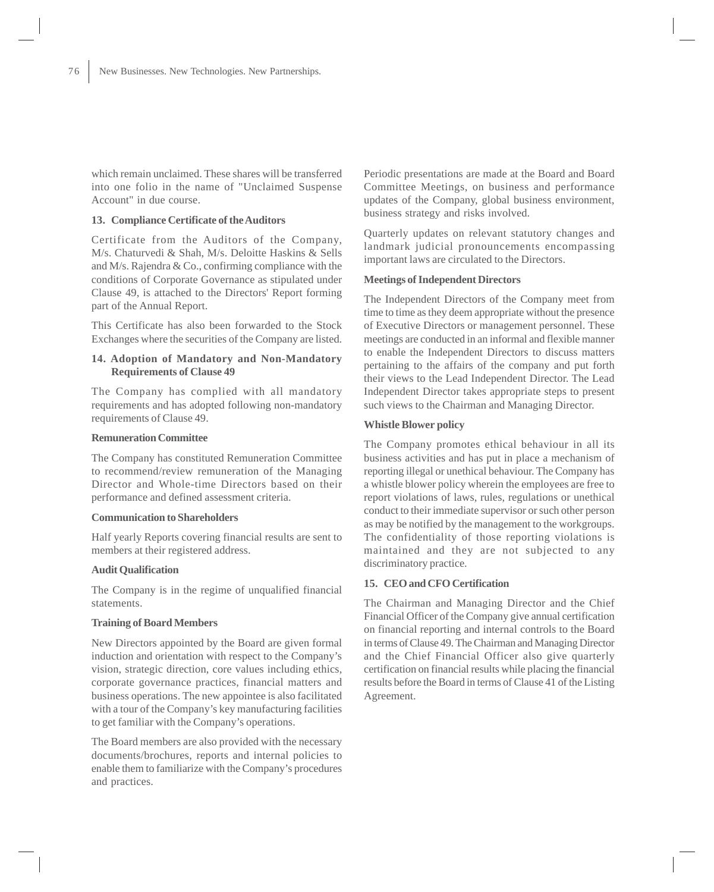which remain unclaimed. These shares will be transferred into one folio in the name of "Unclaimed Suspense Account" in due course.

### 13. Compliance Certificate of the Auditors

Certificate from the Auditors of the Company, M/s. Chaturvedi & Shah, M/s. Deloitte Haskins & Sells and M/s. Rajendra & Co., confirming compliance with the conditions of Corporate Governance as stipulated under Clause 49, is attached to the Directors' Report forming part of the Annual Report.

This Certificate has also been forwarded to the Stock Exchanges where the securities of the Company are listed.

### 14. Adoption of Mandatory and Non-Mandatory Requirements of Clause 49

The Company has complied with all mandatory requirements and has adopted following non-mandatory requirements of Clause 49.

**Remuneration Committee**

The Company has constituted Remuneration Committee to recommend/review remuneration of the Managing Director and Whole-time Directors based on their performance and defined assessment criteria.

**Communication to Shareholders**

Half yearly Reports covering financial results are sent to members at their registered address.

**Audit Qualification**

The Company is in the regime of unqualified financial statements.

**Training of Board Members**

New Directors appointed by the Board are given formal induction and orientation with respect to the Company's vision, strategic direction, core values including ethics, corporate governance practices, financial matters and business operations. The new appointee is also facilitated with a tour of the Company's key manufacturing facilities to get familiar with the Company's operations.

The Board members are also provided with the necessary documents/brochures, reports and internal policies to enable them to familiarize with the Company's procedures and practices.

Periodic presentations are made at the Board and Board Committee Meetings, on business and performance updates of the Company, global business environment, business strategy and risks involved.

Quarterly updates on relevant statutory changes and landmark judicial pronouncements encompassing important laws are circulated to the Directors.

**Meetings of Independent Directors**

The Independent Directors of the Company meet from time to time as they deem appropriate without the presence of Executive Directors or management personnel. These meetings are conducted in an informal and flexible manner to enable the Independent Directors to discuss matters pertaining to the affairs of the company and put forth their views to the Lead Independent Director. The Lead Independent Director takes appropriate steps to present such views to the Chairman and Managing Director.

**Whistle Blower policy**

The Company promotes ethical behaviour in all its business activities and has put in place a mechanism of reporting illegal or unethical behaviour. The Company has a whistle blower policy wherein the employees are free to report violations of laws, rules, regulations or unethical conduct to their immediate supervisor or such other person as may be notified by the management to the workgroups. The confidentiality of those reporting violations is maintained and they are not subjected to any discriminatory practice.

### 15. CEO and CFO Certification

The Chairman and Managing Director and the Chief Financial Officer of the Company give annual certification on financial reporting and internal controls to the Board in terms of Clause 49. The Chairman and Managing Director and the Chief Financial Officer also give quarterly certification on financial results while placing the financial results before the Board in terms of Clause 41 of the Listing Agreement.